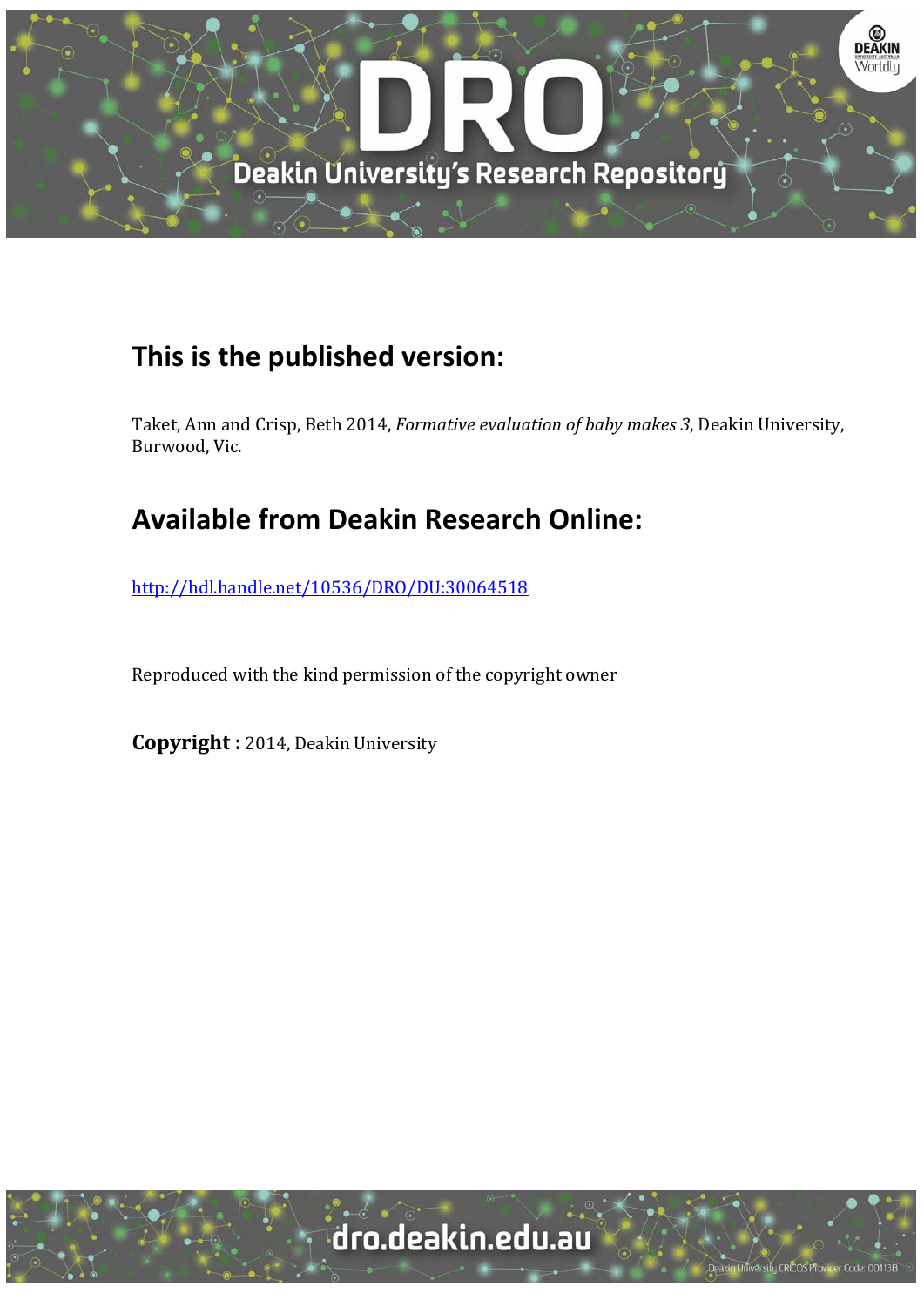## This is the published version:

Taket, Ann and Crisp, Beth 2014, *Formative evaluation of baby makes 3*, Deakin University, Burwood, Vic.

## Available from Deakin Research Online:

http://hdl.handle.net/10536/DRO/DU:30064518

Reproduced with the kind permission of the copyright owner

**Copyright :** 2014, Deakin University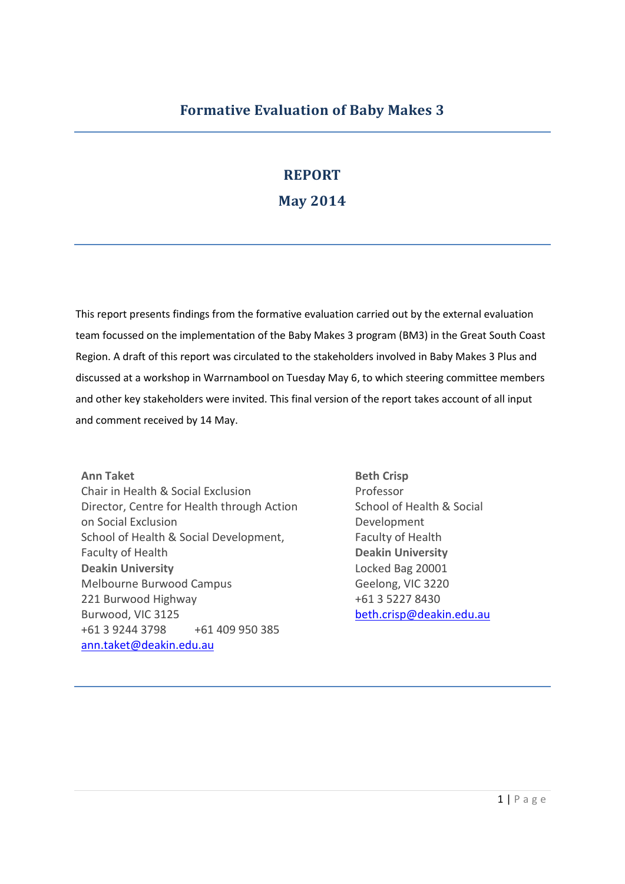# Formative Evaluation of Baby Makes 3

## REPORT

## May 2014

This report presents findings from the formative evaluation carried out by the external evaluation team focussed on the implementation of the Baby Makes 3 program (BM3) in the Great South Coast Region. A draft of this report was circulated to the stakeholders involved in Baby Makes 3 Plus and discussed at a workshop in Warrnambool on Tuesday May 6, to which steering committee members and other key stakeholders were invited. This final version of the report takes account of all input and comment received by 14 May.

**Ann Taket**
Chair in Health & Social Exclusion
Director, Centre for Health through Action on Social Exclusion
School of Health & Social Development,
Faculty of Health
**Deakin University**
Melbourne Burwood Campus
221 Burwood Highway
Burwood, VIC 3125
+61 3 9244 3798 +61 409 950 385
ann.taket@deakin.edu.au

**Beth Crisp**
Professor
School of Health & Social Development
Faculty of Health
**Deakin University**
Locked Bag 20001
Geelong, VIC 3220
+61 3 5227 8430
beth.crisp@deakin.edu.au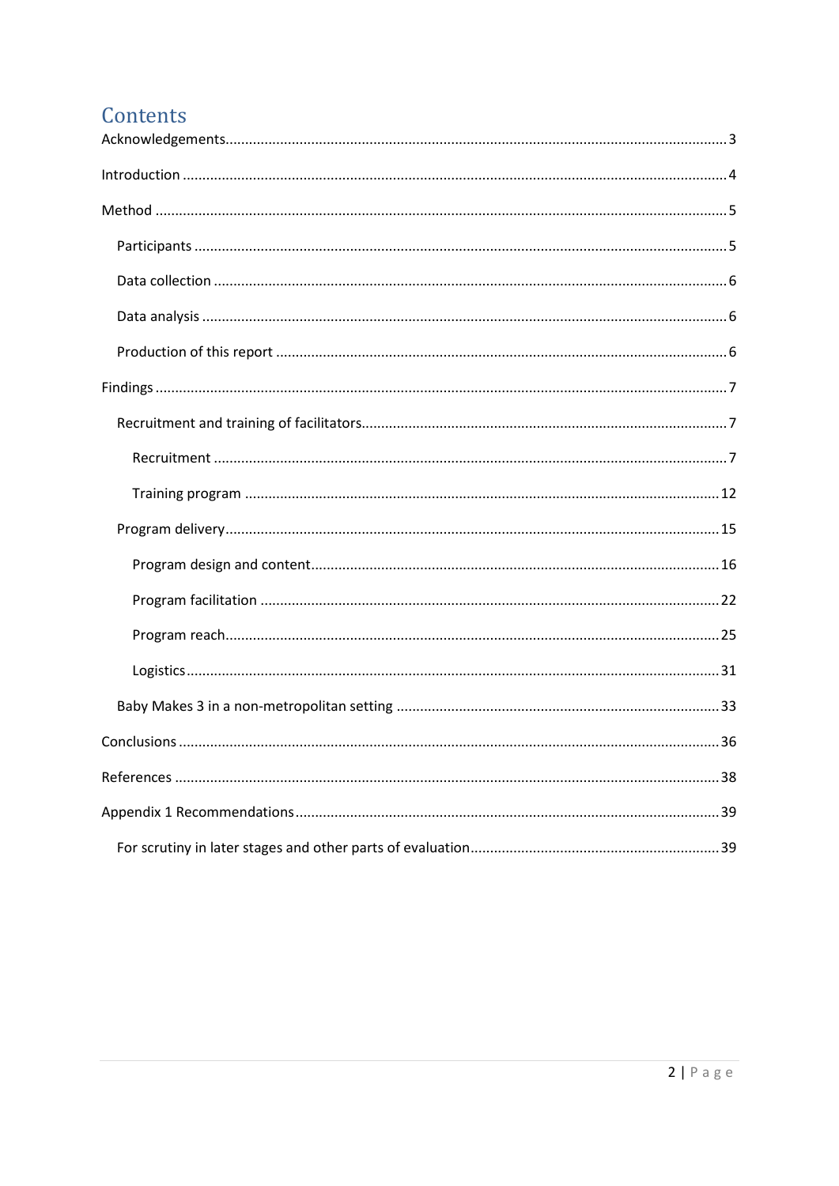# Contents

Acknowledgements.......................................................................................................................3

Introduction ..................................................................................................................................4

Method .........................................................................................................................................5

- Participants ..............................................................................................................................5
- Data collection .........................................................................................................................6
- Data analysis ...........................................................................................................................6
- Production of this report ..........................................................................................................6

Findings ........................................................................................................................................7

- Recruitment and training of facilitators.....................................................................................7
  - Recruitment .......................................................................................................................7
  - Training program ..............................................................................................................12
- Program delivery......................................................................................................................15
  - Program design and content.............................................................................................16
  - Program facilitation ..........................................................................................................22
  - Program reach...................................................................................................................25
  - Logistics............................................................................................................................31
- Baby Makes 3 in a non-metropolitan setting ..........................................................................33

Conclusions .................................................................................................................................36

References ..................................................................................................................................38

Appendix 1 Recommendations.....................................................................................................39

- For scrutiny in later stages and other parts of evaluation.........................................................39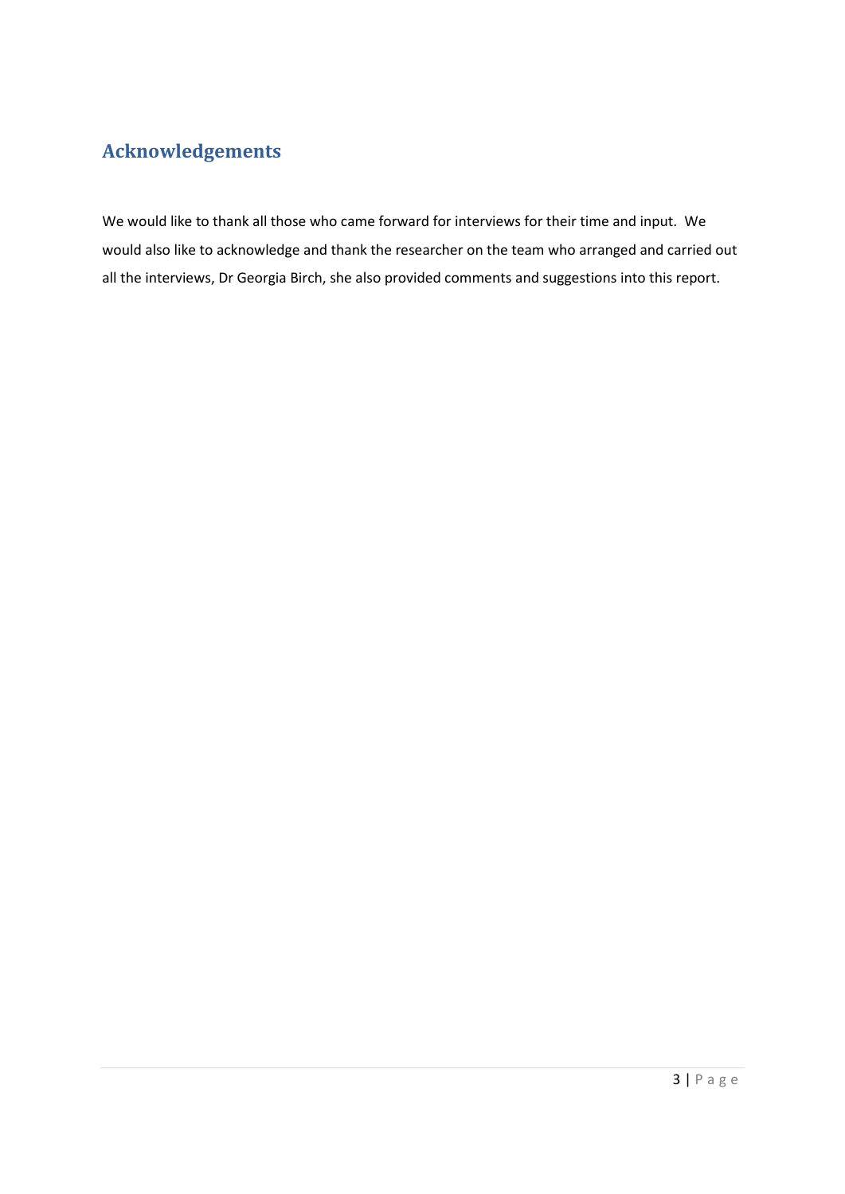## Acknowledgements

We would like to thank all those who came forward for interviews for their time and input. We would also like to acknowledge and thank the researcher on the team who arranged and carried out all the interviews, Dr Georgia Birch, she also provided comments and suggestions into this report.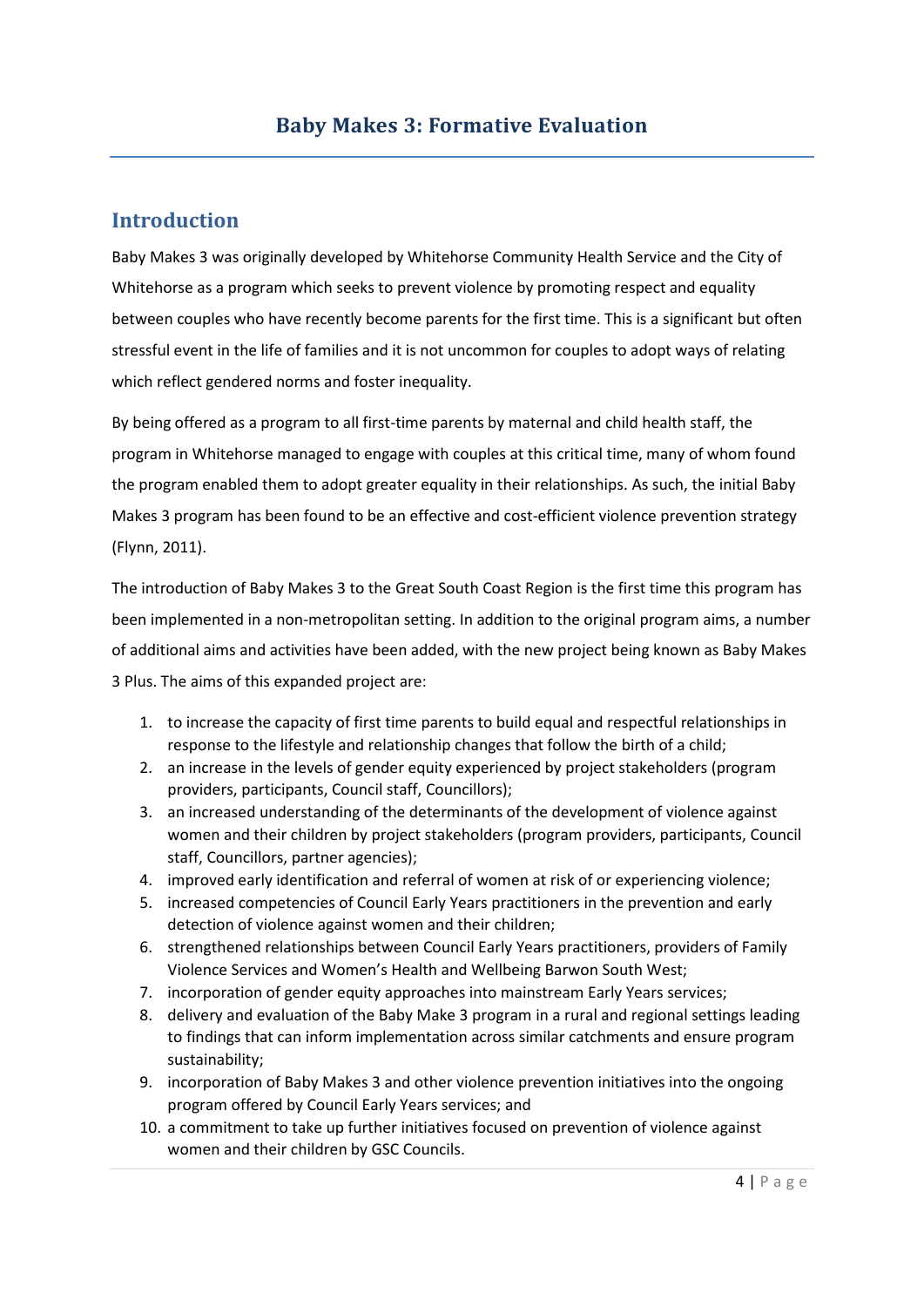# Baby Makes 3: Formative Evaluation

## Introduction

Baby Makes 3 was originally developed by Whitehorse Community Health Service and the City of Whitehorse as a program which seeks to prevent violence by promoting respect and equality between couples who have recently become parents for the first time. This is a significant but often stressful event in the life of families and it is not uncommon for couples to adopt ways of relating which reflect gendered norms and foster inequality.

By being offered as a program to all first-time parents by maternal and child health staff, the program in Whitehorse managed to engage with couples at this critical time, many of whom found the program enabled them to adopt greater equality in their relationships. As such, the initial Baby Makes 3 program has been found to be an effective and cost-efficient violence prevention strategy (Flynn, 2011).

The introduction of Baby Makes 3 to the Great South Coast Region is the first time this program has been implemented in a non-metropolitan setting. In addition to the original program aims, a number of additional aims and activities have been added, with the new project being known as Baby Makes 3 Plus. The aims of this expanded project are:

1. to increase the capacity of first time parents to build equal and respectful relationships in response to the lifestyle and relationship changes that follow the birth of a child;
2. an increase in the levels of gender equity experienced by project stakeholders (program providers, participants, Council staff, Councillors);
3. an increased understanding of the determinants of the development of violence against women and their children by project stakeholders (program providers, participants, Council staff, Councillors, partner agencies);
4. improved early identification and referral of women at risk of or experiencing violence;
5. increased competencies of Council Early Years practitioners in the prevention and early detection of violence against women and their children;
6. strengthened relationships between Council Early Years practitioners, providers of Family Violence Services and Women's Health and Wellbeing Barwon South West;
7. incorporation of gender equity approaches into mainstream Early Years services;
8. delivery and evaluation of the Baby Make 3 program in a rural and regional settings leading to findings that can inform implementation across similar catchments and ensure program sustainability;
9. incorporation of Baby Makes 3 and other violence prevention initiatives into the ongoing program offered by Council Early Years services; and
10. a commitment to take up further initiatives focused on prevention of violence against women and their children by GSC Councils.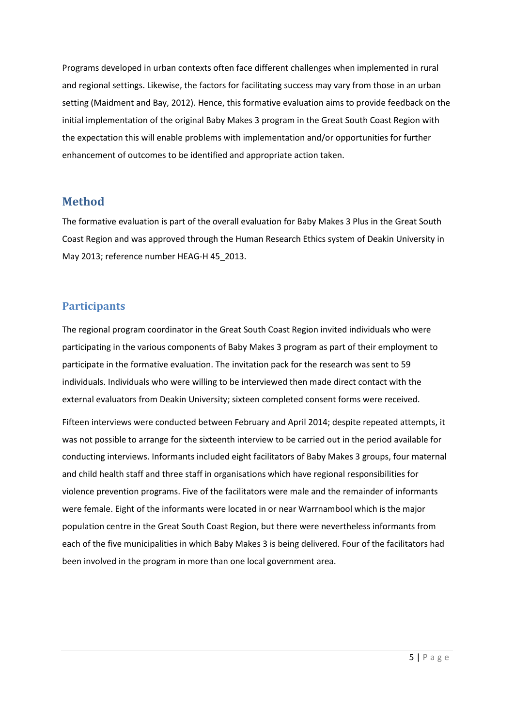Programs developed in urban contexts often face different challenges when implemented in rural and regional settings. Likewise, the factors for facilitating success may vary from those in an urban setting (Maidment and Bay, 2012). Hence, this formative evaluation aims to provide feedback on the initial implementation of the original Baby Makes 3 program in the Great South Coast Region with the expectation this will enable problems with implementation and/or opportunities for further enhancement of outcomes to be identified and appropriate action taken.

## Method

The formative evaluation is part of the overall evaluation for Baby Makes 3 Plus in the Great South Coast Region and was approved through the Human Research Ethics system of Deakin University in May 2013; reference number HEAG-H 45_2013.

### Participants

The regional program coordinator in the Great South Coast Region invited individuals who were participating in the various components of Baby Makes 3 program as part of their employment to participate in the formative evaluation. The invitation pack for the research was sent to 59 individuals. Individuals who were willing to be interviewed then made direct contact with the external evaluators from Deakin University; sixteen completed consent forms were received.

Fifteen interviews were conducted between February and April 2014; despite repeated attempts, it was not possible to arrange for the sixteenth interview to be carried out in the period available for conducting interviews. Informants included eight facilitators of Baby Makes 3 groups, four maternal and child health staff and three staff in organisations which have regional responsibilities for violence prevention programs. Five of the facilitators were male and the remainder of informants were female. Eight of the informants were located in or near Warrnambool which is the major population centre in the Great South Coast Region, but there were nevertheless informants from each of the five municipalities in which Baby Makes 3 is being delivered. Four of the facilitators had been involved in the program in more than one local government area.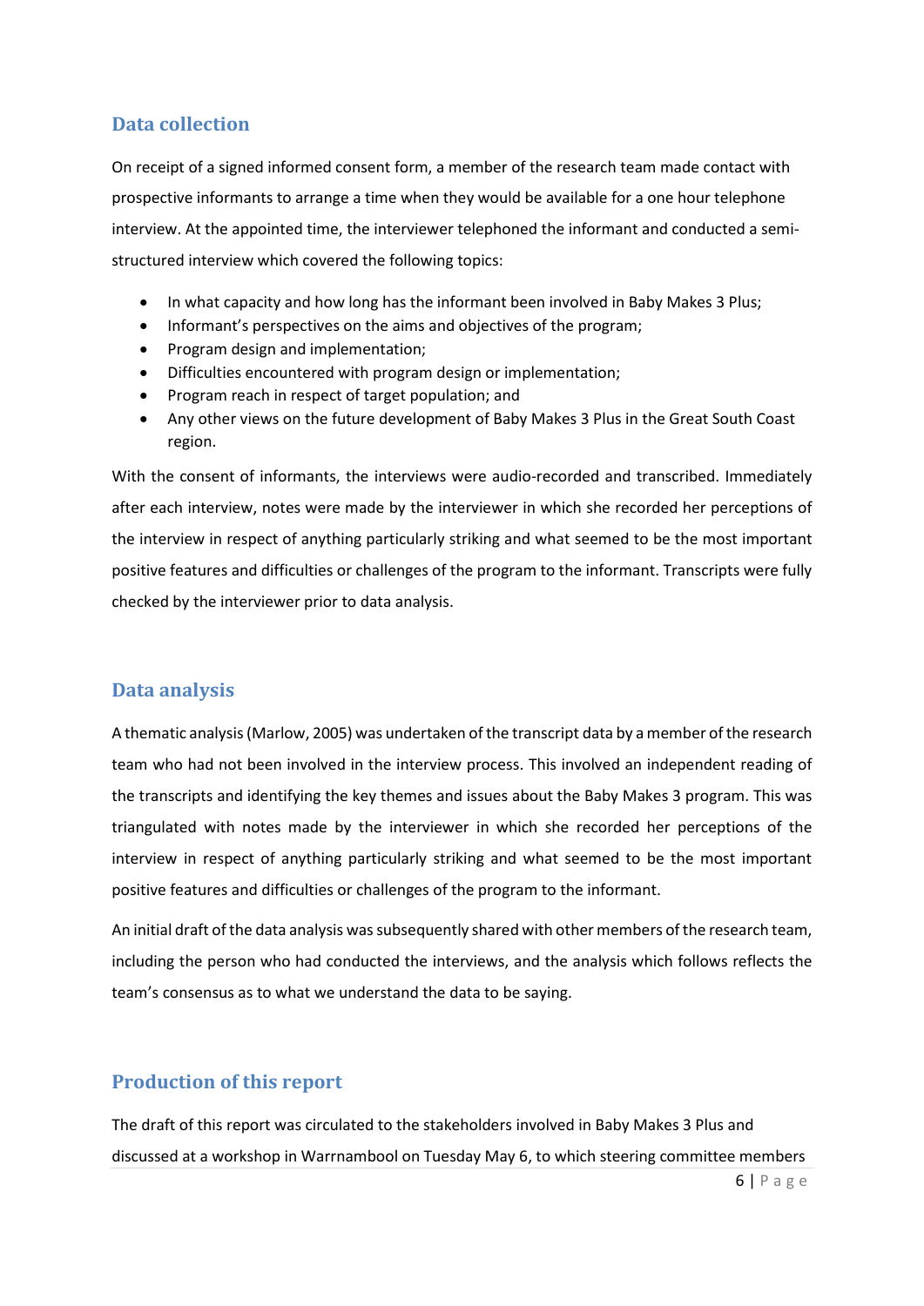## Data collection

On receipt of a signed informed consent form, a member of the research team made contact with prospective informants to arrange a time when they would be available for a one hour telephone interview. At the appointed time, the interviewer telephoned the informant and conducted a semi-structured interview which covered the following topics:

- In what capacity and how long has the informant been involved in Baby Makes 3 Plus;
- Informant's perspectives on the aims and objectives of the program;
- Program design and implementation;
- Difficulties encountered with program design or implementation;
- Program reach in respect of target population; and
- Any other views on the future development of Baby Makes 3 Plus in the Great South Coast region.

With the consent of informants, the interviews were audio-recorded and transcribed. Immediately after each interview, notes were made by the interviewer in which she recorded her perceptions of the interview in respect of anything particularly striking and what seemed to be the most important positive features and difficulties or challenges of the program to the informant. Transcripts were fully checked by the interviewer prior to data analysis.

## Data analysis

A thematic analysis (Marlow, 2005) was undertaken of the transcript data by a member of the research team who had not been involved in the interview process. This involved an independent reading of the transcripts and identifying the key themes and issues about the Baby Makes 3 program. This was triangulated with notes made by the interviewer in which she recorded her perceptions of the interview in respect of anything particularly striking and what seemed to be the most important positive features and difficulties or challenges of the program to the informant.

An initial draft of the data analysis was subsequently shared with other members of the research team, including the person who had conducted the interviews, and the analysis which follows reflects the team's consensus as to what we understand the data to be saying.

## Production of this report

The draft of this report was circulated to the stakeholders involved in Baby Makes 3 Plus and discussed at a workshop in Warrnambool on Tuesday May 6, to which steering committee members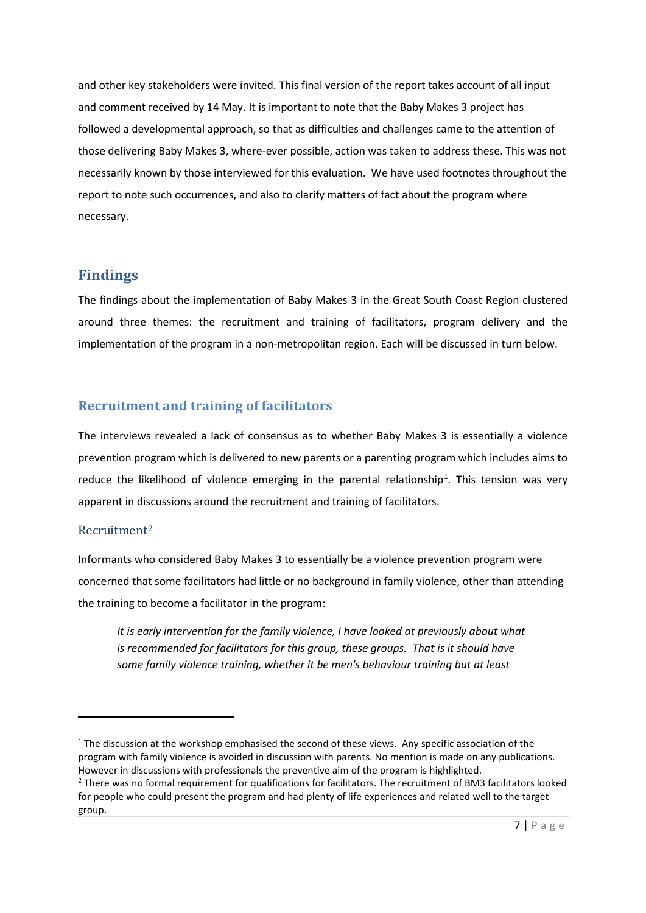and other key stakeholders were invited. This final version of the report takes account of all input and comment received by 14 May. It is important to note that the Baby Makes 3 project has followed a developmental approach, so that as difficulties and challenges came to the attention of those delivering Baby Makes 3, where-ever possible, action was taken to address these. This was not necessarily known by those interviewed for this evaluation. We have used footnotes throughout the report to note such occurrences, and also to clarify matters of fact about the program where necessary.

## Findings

The findings about the implementation of Baby Makes 3 in the Great South Coast Region clustered around three themes: the recruitment and training of facilitators, program delivery and the implementation of the program in a non-metropolitan region. Each will be discussed in turn below.

## Recruitment and training of facilitators

The interviews revealed a lack of consensus as to whether Baby Makes 3 is essentially a violence prevention program which is delivered to new parents or a parenting program which includes aims to reduce the likelihood of violence emerging in the parental relationship[1]. This tension was very apparent in discussions around the recruitment and training of facilitators.

### Recruitment[2]

Informants who considered Baby Makes 3 to essentially be a violence prevention program were concerned that some facilitators had little or no background in family violence, other than attending the training to become a facilitator in the program:

> *It is early intervention for the family violence, I have looked at previously about what is recommended for facilitators for this group, these groups. That is it should have some family violence training, whether it be men's behaviour training but at least*

---

[1] The discussion at the workshop emphasised the second of these views. Any specific association of the program with family violence is avoided in discussion with parents. No mention is made on any publications. However in discussions with professionals the preventive aim of the program is highlighted.

[2] There was no formal requirement for qualifications for facilitators. The recruitment of BM3 facilitators looked for people who could present the program and had plenty of life experiences and related well to the target group.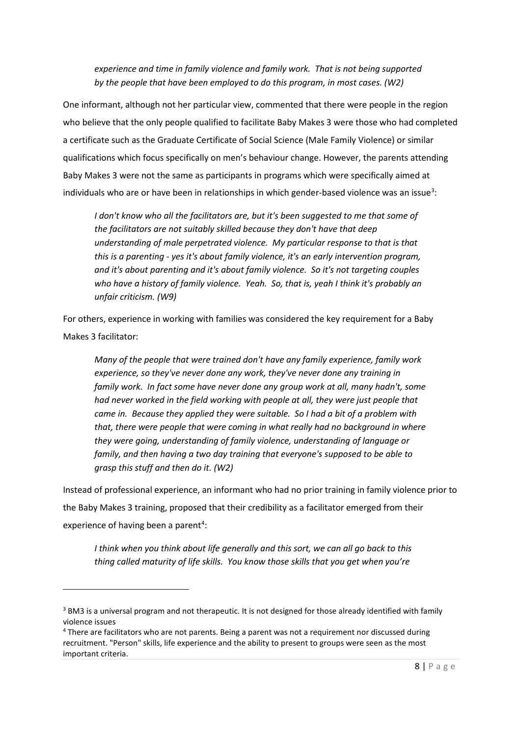*experience and time in family violence and family work. That is not being supported by the people that have been employed to do this program, in most cases. (W2)*

One informant, although not her particular view, commented that there were people in the region who believe that the only people qualified to facilitate Baby Makes 3 were those who had completed a certificate such as the Graduate Certificate of Social Science (Male Family Violence) or similar qualifications which focus specifically on men's behaviour change. However, the parents attending Baby Makes 3 were not the same as participants in programs which were specifically aimed at individuals who are or have been in relationships in which gender-based violence was an issue[3]:

> *I don't know who all the facilitators are, but it's been suggested to me that some of the facilitators are not suitably skilled because they don't have that deep understanding of male perpetrated violence. My particular response to that is that this is a parenting - yes it's about family violence, it's an early intervention program, and it's about parenting and it's about family violence. So it's not targeting couples who have a history of family violence. Yeah. So, that is, yeah I think it's probably an unfair criticism. (W9)*

For others, experience in working with families was considered the key requirement for a Baby Makes 3 facilitator:

> *Many of the people that were trained don't have any family experience, family work experience, so they've never done any work, they've never done any training in family work. In fact some have never done any group work at all, many hadn't, some had never worked in the field working with people at all, they were just people that came in. Because they applied they were suitable. So I had a bit of a problem with that, there were people that were coming in what really had no background in where they were going, understanding of family violence, understanding of language or family, and then having a two day training that everyone's supposed to be able to grasp this stuff and then do it. (W2)*

Instead of professional experience, an informant who had no prior training in family violence prior to the Baby Makes 3 training, proposed that their credibility as a facilitator emerged from their experience of having been a parent[4]:

> *I think when you think about life generally and this sort, we can all go back to this thing called maturity of life skills. You know those skills that you get when you're*

---

[3] BM3 is a universal program and not therapeutic. It is not designed for those already identified with family violence issues

[4] There are facilitators who are not parents. Being a parent was not a requirement nor discussed during recruitment. "Person" skills, life experience and the ability to present to groups were seen as the most important criteria.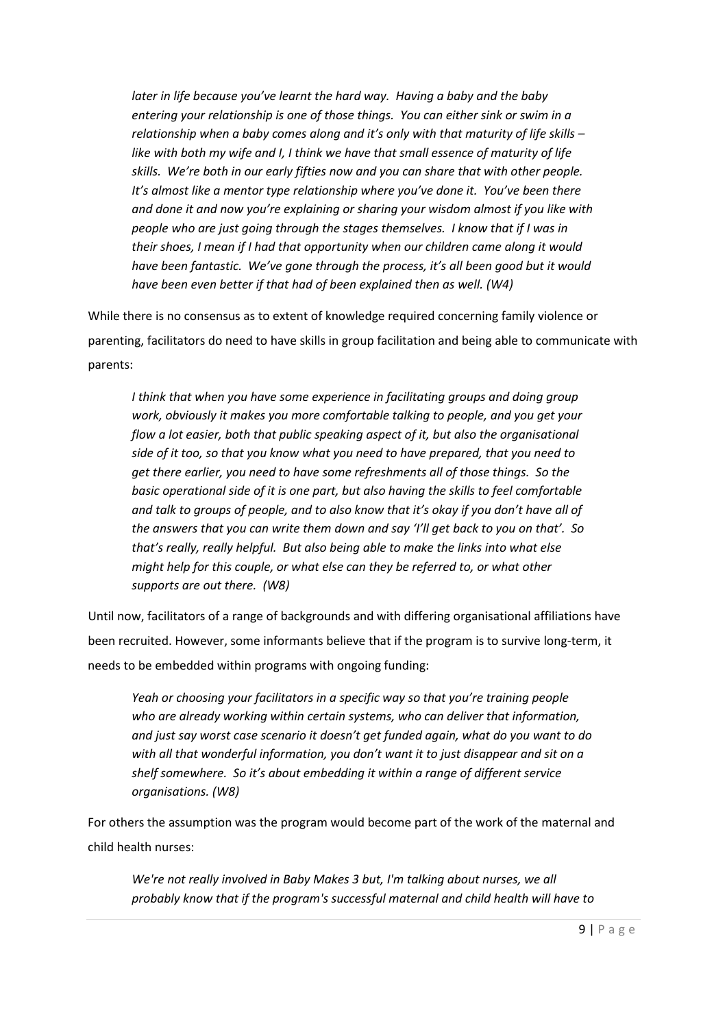*later in life because you've learnt the hard way. Having a baby and the baby entering your relationship is one of those things. You can either sink or swim in a relationship when a baby comes along and it's only with that maturity of life skills – like with both my wife and I, I think we have that small essence of maturity of life skills. We're both in our early fifties now and you can share that with other people. It's almost like a mentor type relationship where you've done it. You've been there and done it and now you're explaining or sharing your wisdom almost if you like with people who are just going through the stages themselves. I know that if I was in their shoes, I mean if I had that opportunity when our children came along it would have been fantastic. We've gone through the process, it's all been good but it would have been even better if that had of been explained then as well. (W4)*

While there is no consensus as to extent of knowledge required concerning family violence or parenting, facilitators do need to have skills in group facilitation and being able to communicate with parents:

*I think that when you have some experience in facilitating groups and doing group work, obviously it makes you more comfortable talking to people, and you get your flow a lot easier, both that public speaking aspect of it, but also the organisational side of it too, so that you know what you need to have prepared, that you need to get there earlier, you need to have some refreshments all of those things. So the basic operational side of it is one part, but also having the skills to feel comfortable and talk to groups of people, and to also know that it's okay if you don't have all of the answers that you can write them down and say 'I'll get back to you on that'. So that's really, really helpful. But also being able to make the links into what else might help for this couple, or what else can they be referred to, or what other supports are out there. (W8)*

Until now, facilitators of a range of backgrounds and with differing organisational affiliations have been recruited. However, some informants believe that if the program is to survive long-term, it needs to be embedded within programs with ongoing funding:

*Yeah or choosing your facilitators in a specific way so that you're training people who are already working within certain systems, who can deliver that information, and just say worst case scenario it doesn't get funded again, what do you want to do with all that wonderful information, you don't want it to just disappear and sit on a shelf somewhere. So it's about embedding it within a range of different service organisations. (W8)*

For others the assumption was the program would become part of the work of the maternal and child health nurses:

*We're not really involved in Baby Makes 3 but, I'm talking about nurses, we all probably know that if the program's successful maternal and child health will have to*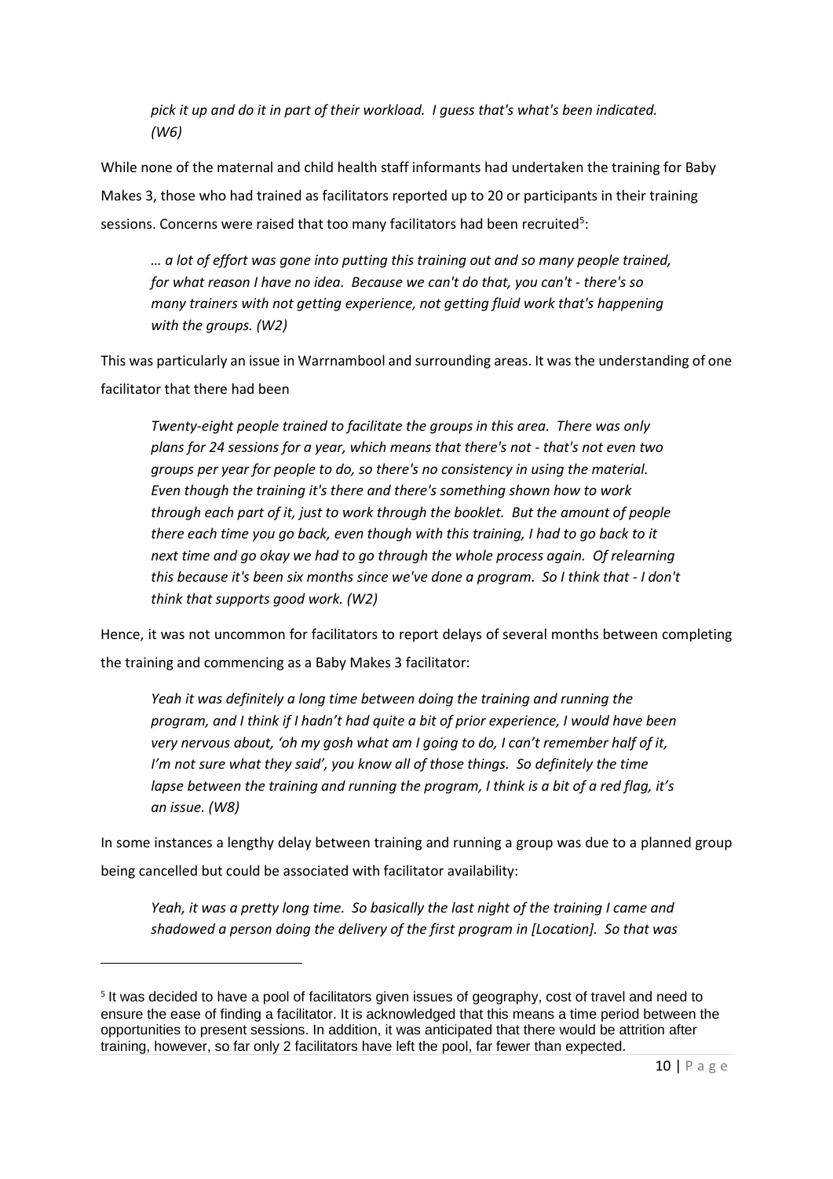*pick it up and do it in part of their workload. I guess that's what's been indicated. (W6)*

While none of the maternal and child health staff informants had undertaken the training for Baby Makes 3, those who had trained as facilitators reported up to 20 or participants in their training sessions. Concerns were raised that too many facilitators had been recruited[5]:

> *… a lot of effort was gone into putting this training out and so many people trained, for what reason I have no idea. Because we can't do that, you can't - there's so many trainers with not getting experience, not getting fluid work that's happening with the groups. (W2)*

This was particularly an issue in Warrnambool and surrounding areas. It was the understanding of one facilitator that there had been

> *Twenty-eight people trained to facilitate the groups in this area. There was only plans for 24 sessions for a year, which means that there's not - that's not even two groups per year for people to do, so there's no consistency in using the material. Even though the training it's there and there's something shown how to work through each part of it, just to work through the booklet. But the amount of people there each time you go back, even though with this training, I had to go back to it next time and go okay we had to go through the whole process again. Of relearning this because it's been six months since we've done a program. So I think that - I don't think that supports good work. (W2)*

Hence, it was not uncommon for facilitators to report delays of several months between completing the training and commencing as a Baby Makes 3 facilitator:

> *Yeah it was definitely a long time between doing the training and running the program, and I think if I hadn't had quite a bit of prior experience, I would have been very nervous about, 'oh my gosh what am I going to do, I can't remember half of it, I'm not sure what they said', you know all of those things. So definitely the time lapse between the training and running the program, I think is a bit of a red flag, it's an issue. (W8)*

In some instances a lengthy delay between training and running a group was due to a planned group being cancelled but could be associated with facilitator availability:

> *Yeah, it was a pretty long time. So basically the last night of the training I came and shadowed a person doing the delivery of the first program in [Location]. So that was*

---

[5] It was decided to have a pool of facilitators given issues of geography, cost of travel and need to ensure the ease of finding a facilitator. It is acknowledged that this means a time period between the opportunities to present sessions. In addition, it was anticipated that there would be attrition after training, however, so far only 2 facilitators have left the pool, far fewer than expected.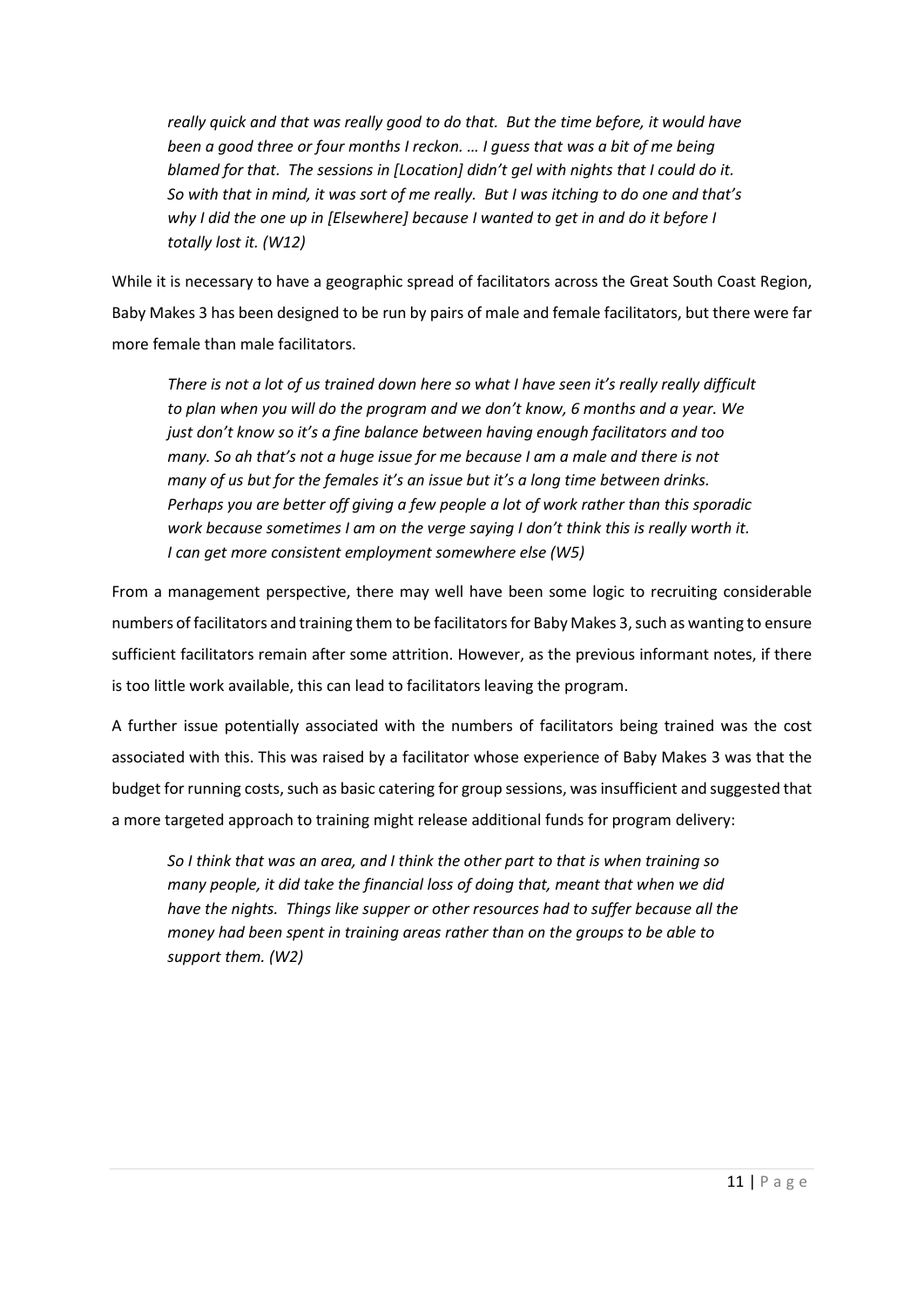*really quick and that was really good to do that. But the time before, it would have been a good three or four months I reckon. … I guess that was a bit of me being blamed for that. The sessions in [Location] didn't gel with nights that I could do it. So with that in mind, it was sort of me really. But I was itching to do one and that's why I did the one up in [Elsewhere] because I wanted to get in and do it before I totally lost it. (W12)*

While it is necessary to have a geographic spread of facilitators across the Great South Coast Region, Baby Makes 3 has been designed to be run by pairs of male and female facilitators, but there were far more female than male facilitators.

*There is not a lot of us trained down here so what I have seen it's really really difficult to plan when you will do the program and we don't know, 6 months and a year. We just don't know so it's a fine balance between having enough facilitators and too many. So ah that's not a huge issue for me because I am a male and there is not many of us but for the females it's an issue but it's a long time between drinks. Perhaps you are better off giving a few people a lot of work rather than this sporadic work because sometimes I am on the verge saying I don't think this is really worth it. I can get more consistent employment somewhere else (W5)*

From a management perspective, there may well have been some logic to recruiting considerable numbers of facilitators and training them to be facilitators for Baby Makes 3, such as wanting to ensure sufficient facilitators remain after some attrition. However, as the previous informant notes, if there is too little work available, this can lead to facilitators leaving the program.

A further issue potentially associated with the numbers of facilitators being trained was the cost associated with this. This was raised by a facilitator whose experience of Baby Makes 3 was that the budget for running costs, such as basic catering for group sessions, was insufficient and suggested that a more targeted approach to training might release additional funds for program delivery:

*So I think that was an area, and I think the other part to that is when training so many people, it did take the financial loss of doing that, meant that when we did have the nights. Things like supper or other resources had to suffer because all the money had been spent in training areas rather than on the groups to be able to support them. (W2)*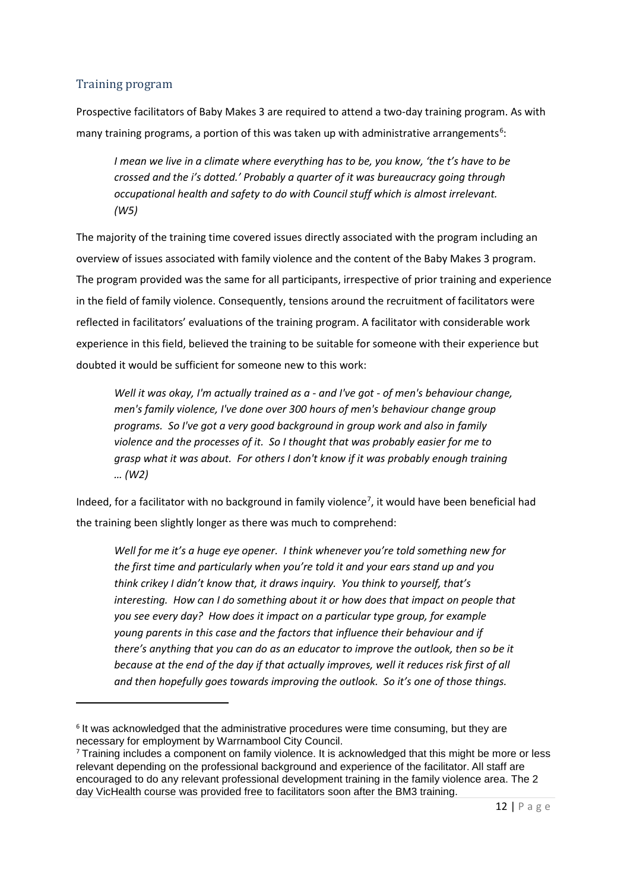## Training program

Prospective facilitators of Baby Makes 3 are required to attend a two-day training program. As with many training programs, a portion of this was taken up with administrative arrangements[6]:

> *I mean we live in a climate where everything has to be, you know, 'the t's have to be crossed and the i's dotted.' Probably a quarter of it was bureaucracy going through occupational health and safety to do with Council stuff which is almost irrelevant. (W5)*

The majority of the training time covered issues directly associated with the program including an overview of issues associated with family violence and the content of the Baby Makes 3 program. The program provided was the same for all participants, irrespective of prior training and experience in the field of family violence. Consequently, tensions around the recruitment of facilitators were reflected in facilitators' evaluations of the training program. A facilitator with considerable work experience in this field, believed the training to be suitable for someone with their experience but doubted it would be sufficient for someone new to this work:

> *Well it was okay, I'm actually trained as a - and I've got - of men's behaviour change, men's family violence, I've done over 300 hours of men's behaviour change group programs. So I've got a very good background in group work and also in family violence and the processes of it. So I thought that was probably easier for me to grasp what it was about. For others I don't know if it was probably enough training … (W2)*

Indeed, for a facilitator with no background in family violence[7], it would have been beneficial had the training been slightly longer as there was much to comprehend:

> *Well for me it's a huge eye opener. I think whenever you're told something new for the first time and particularly when you're told it and your ears stand up and you think crikey I didn't know that, it draws inquiry. You think to yourself, that's interesting. How can I do something about it or how does that impact on people that you see every day? How does it impact on a particular type group, for example young parents in this case and the factors that influence their behaviour and if there's anything that you can do as an educator to improve the outlook, then so be it because at the end of the day if that actually improves, well it reduces risk first of all and then hopefully goes towards improving the outlook. So it's one of those things.*

---

[6] It was acknowledged that the administrative procedures were time consuming, but they are necessary for employment by Warrnambool City Council.

[7] Training includes a component on family violence. It is acknowledged that this might be more or less relevant depending on the professional background and experience of the facilitator. All staff are encouraged to do any relevant professional development training in the family violence area. The 2 day VicHealth course was provided free to facilitators soon after the BM3 training.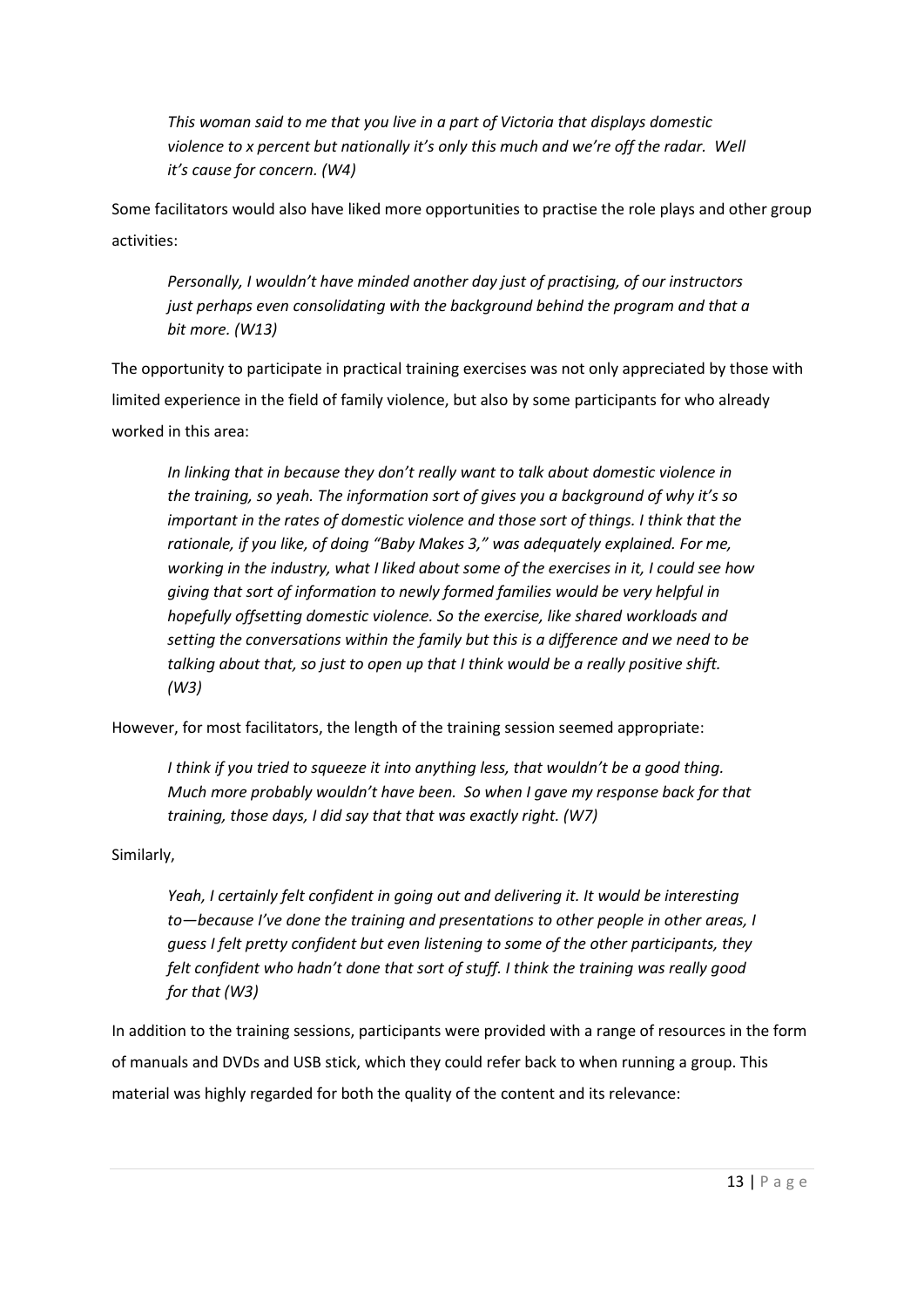*This woman said to me that you live in a part of Victoria that displays domestic violence to x percent but nationally it's only this much and we're off the radar. Well it's cause for concern. (W4)*

Some facilitators would also have liked more opportunities to practise the role plays and other group activities:

*Personally, I wouldn't have minded another day just of practising, of our instructors just perhaps even consolidating with the background behind the program and that a bit more. (W13)*

The opportunity to participate in practical training exercises was not only appreciated by those with limited experience in the field of family violence, but also by some participants for who already worked in this area:

*In linking that in because they don't really want to talk about domestic violence in the training, so yeah. The information sort of gives you a background of why it's so important in the rates of domestic violence and those sort of things. I think that the rationale, if you like, of doing "Baby Makes 3," was adequately explained. For me, working in the industry, what I liked about some of the exercises in it, I could see how giving that sort of information to newly formed families would be very helpful in hopefully offsetting domestic violence. So the exercise, like shared workloads and setting the conversations within the family but this is a difference and we need to be talking about that, so just to open up that I think would be a really positive shift. (W3)*

However, for most facilitators, the length of the training session seemed appropriate:

*I think if you tried to squeeze it into anything less, that wouldn't be a good thing. Much more probably wouldn't have been. So when I gave my response back for that training, those days, I did say that that was exactly right. (W7)*

Similarly,

*Yeah, I certainly felt confident in going out and delivering it. It would be interesting to—because I've done the training and presentations to other people in other areas, I guess I felt pretty confident but even listening to some of the other participants, they felt confident who hadn't done that sort of stuff. I think the training was really good for that (W3)*

In addition to the training sessions, participants were provided with a range of resources in the form of manuals and DVDs and USB stick, which they could refer back to when running a group. This material was highly regarded for both the quality of the content and its relevance: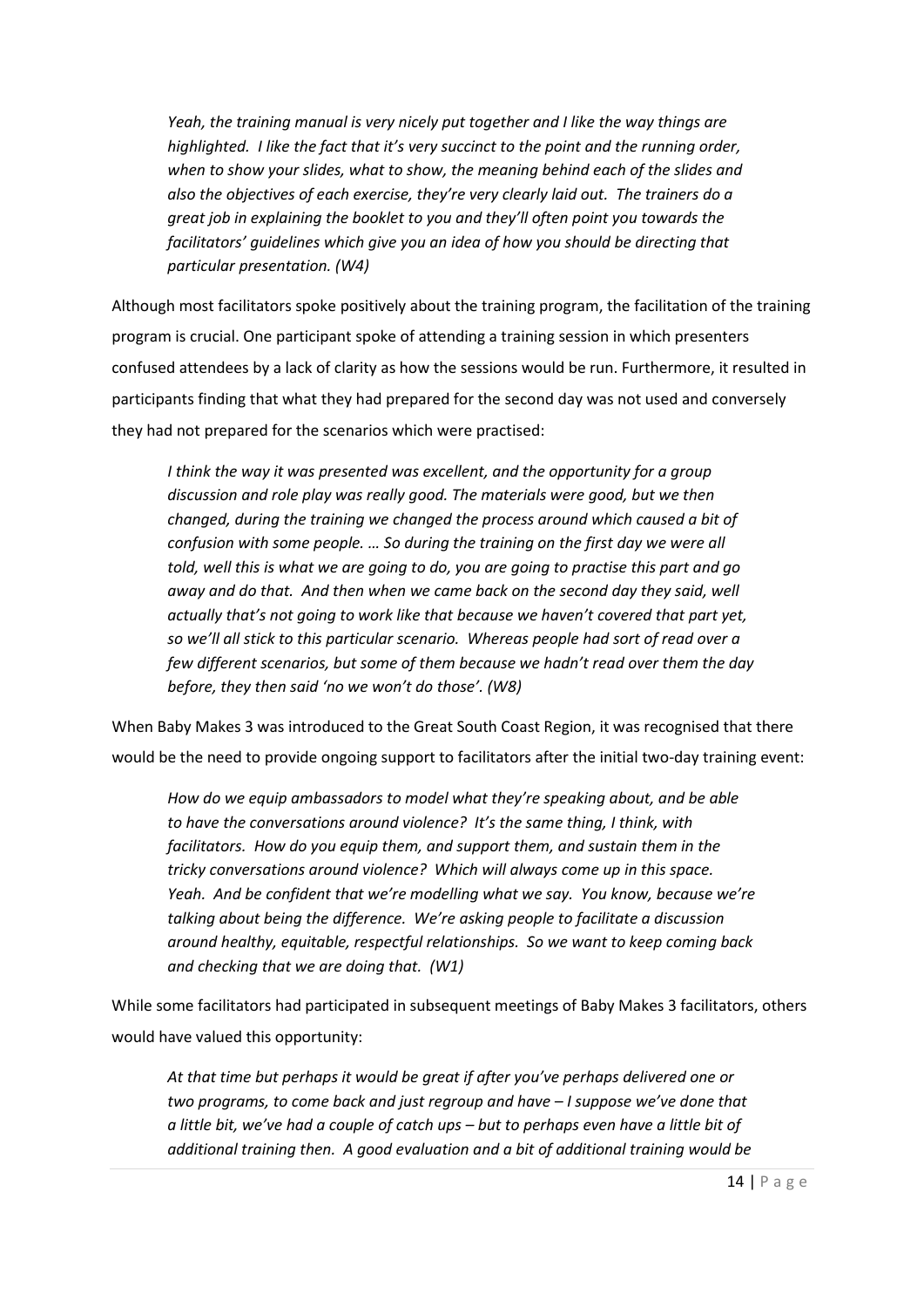> *Yeah, the training manual is very nicely put together and I like the way things are highlighted. I like the fact that it's very succinct to the point and the running order, when to show your slides, what to show, the meaning behind each of the slides and also the objectives of each exercise, they're very clearly laid out. The trainers do a great job in explaining the booklet to you and they'll often point you towards the facilitators' guidelines which give you an idea of how you should be directing that particular presentation. (W4)*

Although most facilitators spoke positively about the training program, the facilitation of the training program is crucial. One participant spoke of attending a training session in which presenters confused attendees by a lack of clarity as how the sessions would be run. Furthermore, it resulted in participants finding that what they had prepared for the second day was not used and conversely they had not prepared for the scenarios which were practised:

> *I think the way it was presented was excellent, and the opportunity for a group discussion and role play was really good. The materials were good, but we then changed, during the training we changed the process around which caused a bit of confusion with some people. … So during the training on the first day we were all told, well this is what we are going to do, you are going to practise this part and go away and do that. And then when we came back on the second day they said, well actually that's not going to work like that because we haven't covered that part yet, so we'll all stick to this particular scenario. Whereas people had sort of read over a few different scenarios, but some of them because we hadn't read over them the day before, they then said 'no we won't do those'. (W8)*

When Baby Makes 3 was introduced to the Great South Coast Region, it was recognised that there would be the need to provide ongoing support to facilitators after the initial two-day training event:

> *How do we equip ambassadors to model what they're speaking about, and be able to have the conversations around violence? It's the same thing, I think, with facilitators. How do you equip them, and support them, and sustain them in the tricky conversations around violence? Which will always come up in this space. Yeah. And be confident that we're modelling what we say. You know, because we're talking about being the difference. We're asking people to facilitate a discussion around healthy, equitable, respectful relationships. So we want to keep coming back and checking that we are doing that. (W1)*

While some facilitators had participated in subsequent meetings of Baby Makes 3 facilitators, others would have valued this opportunity:

> *At that time but perhaps it would be great if after you've perhaps delivered one or two programs, to come back and just regroup and have – I suppose we've done that a little bit, we've had a couple of catch ups – but to perhaps even have a little bit of additional training then. A good evaluation and a bit of additional training would be*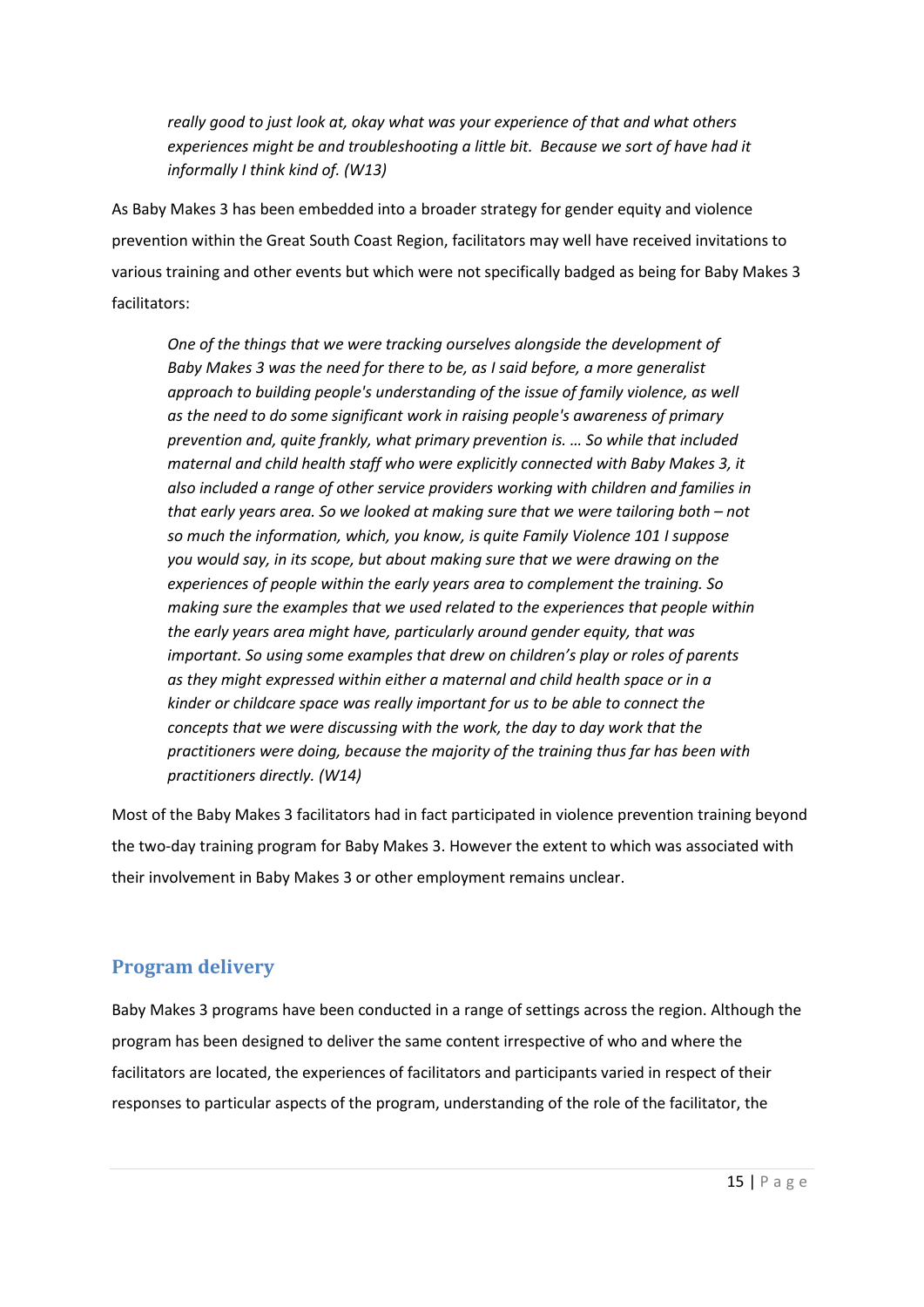> *really good to just look at, okay what was your experience of that and what others experiences might be and troubleshooting a little bit. Because we sort of have had it informally I think kind of. (W13)*

As Baby Makes 3 has been embedded into a broader strategy for gender equity and violence prevention within the Great South Coast Region, facilitators may well have received invitations to various training and other events but which were not specifically badged as being for Baby Makes 3 facilitators:

> *One of the things that we were tracking ourselves alongside the development of Baby Makes 3 was the need for there to be, as I said before, a more generalist approach to building people's understanding of the issue of family violence, as well as the need to do some significant work in raising people's awareness of primary prevention and, quite frankly, what primary prevention is. … So while that included maternal and child health staff who were explicitly connected with Baby Makes 3, it also included a range of other service providers working with children and families in that early years area. So we looked at making sure that we were tailoring both – not so much the information, which, you know, is quite Family Violence 101 I suppose you would say, in its scope, but about making sure that we were drawing on the experiences of people within the early years area to complement the training. So making sure the examples that we used related to the experiences that people within the early years area might have, particularly around gender equity, that was important. So using some examples that drew on children's play or roles of parents as they might expressed within either a maternal and child health space or in a kinder or childcare space was really important for us to be able to connect the concepts that we were discussing with the work, the day to day work that the practitioners were doing, because the majority of the training thus far has been with practitioners directly. (W14)*

Most of the Baby Makes 3 facilitators had in fact participated in violence prevention training beyond the two-day training program for Baby Makes 3. However the extent to which was associated with their involvement in Baby Makes 3 or other employment remains unclear.

## Program delivery

Baby Makes 3 programs have been conducted in a range of settings across the region. Although the program has been designed to deliver the same content irrespective of who and where the facilitators are located, the experiences of facilitators and participants varied in respect of their responses to particular aspects of the program, understanding of the role of the facilitator, the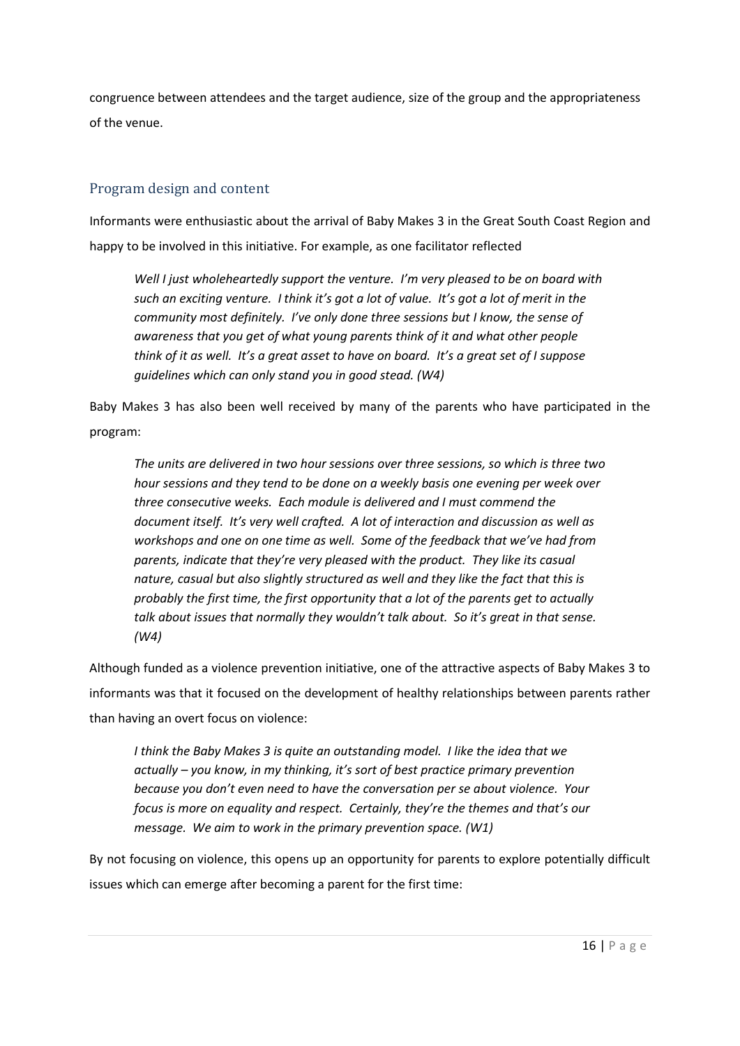congruence between attendees and the target audience, size of the group and the appropriateness of the venue.

## Program design and content

Informants were enthusiastic about the arrival of Baby Makes 3 in the Great South Coast Region and happy to be involved in this initiative. For example, as one facilitator reflected

> *Well I just wholeheartedly support the venture. I'm very pleased to be on board with such an exciting venture. I think it's got a lot of value. It's got a lot of merit in the community most definitely. I've only done three sessions but I know, the sense of awareness that you get of what young parents think of it and what other people think of it as well. It's a great asset to have on board. It's a great set of I suppose guidelines which can only stand you in good stead. (W4)*

Baby Makes 3 has also been well received by many of the parents who have participated in the program:

> *The units are delivered in two hour sessions over three sessions, so which is three two hour sessions and they tend to be done on a weekly basis one evening per week over three consecutive weeks. Each module is delivered and I must commend the document itself. It's very well crafted. A lot of interaction and discussion as well as workshops and one on one time as well. Some of the feedback that we've had from parents, indicate that they're very pleased with the product. They like its casual nature, casual but also slightly structured as well and they like the fact that this is probably the first time, the first opportunity that a lot of the parents get to actually talk about issues that normally they wouldn't talk about. So it's great in that sense. (W4)*

Although funded as a violence prevention initiative, one of the attractive aspects of Baby Makes 3 to informants was that it focused on the development of healthy relationships between parents rather than having an overt focus on violence:

> *I think the Baby Makes 3 is quite an outstanding model. I like the idea that we actually – you know, in my thinking, it's sort of best practice primary prevention because you don't even need to have the conversation per se about violence. Your focus is more on equality and respect. Certainly, they're the themes and that's our message. We aim to work in the primary prevention space. (W1)*

By not focusing on violence, this opens up an opportunity for parents to explore potentially difficult issues which can emerge after becoming a parent for the first time: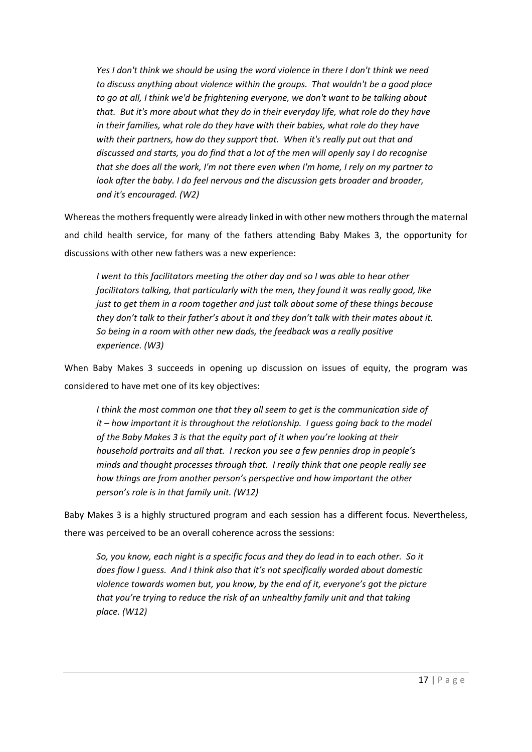> *Yes I don't think we should be using the word violence in there I don't think we need to discuss anything about violence within the groups. That wouldn't be a good place to go at all, I think we'd be frightening everyone, we don't want to be talking about that. But it's more about what they do in their everyday life, what role do they have in their families, what role do they have with their babies, what role do they have with their partners, how do they support that. When it's really put out that and discussed and starts, you do find that a lot of the men will openly say I do recognise that she does all the work, I'm not there even when I'm home, I rely on my partner to look after the baby. I do feel nervous and the discussion gets broader and broader, and it's encouraged. (W2)*

Whereas the mothers frequently were already linked in with other new mothers through the maternal and child health service, for many of the fathers attending Baby Makes 3, the opportunity for discussions with other new fathers was a new experience:

> *I went to this facilitators meeting the other day and so I was able to hear other facilitators talking, that particularly with the men, they found it was really good, like just to get them in a room together and just talk about some of these things because they don't talk to their father's about it and they don't talk with their mates about it. So being in a room with other new dads, the feedback was a really positive experience. (W3)*

When Baby Makes 3 succeeds in opening up discussion on issues of equity, the program was considered to have met one of its key objectives:

> *I think the most common one that they all seem to get is the communication side of it – how important it is throughout the relationship. I guess going back to the model of the Baby Makes 3 is that the equity part of it when you're looking at their household portraits and all that. I reckon you see a few pennies drop in people's minds and thought processes through that. I really think that one people really see how things are from another person's perspective and how important the other person's role is in that family unit. (W12)*

Baby Makes 3 is a highly structured program and each session has a different focus. Nevertheless, there was perceived to be an overall coherence across the sessions:

> *So, you know, each night is a specific focus and they do lead in to each other. So it does flow I guess. And I think also that it's not specifically worded about domestic violence towards women but, you know, by the end of it, everyone's got the picture that you're trying to reduce the risk of an unhealthy family unit and that taking place. (W12)*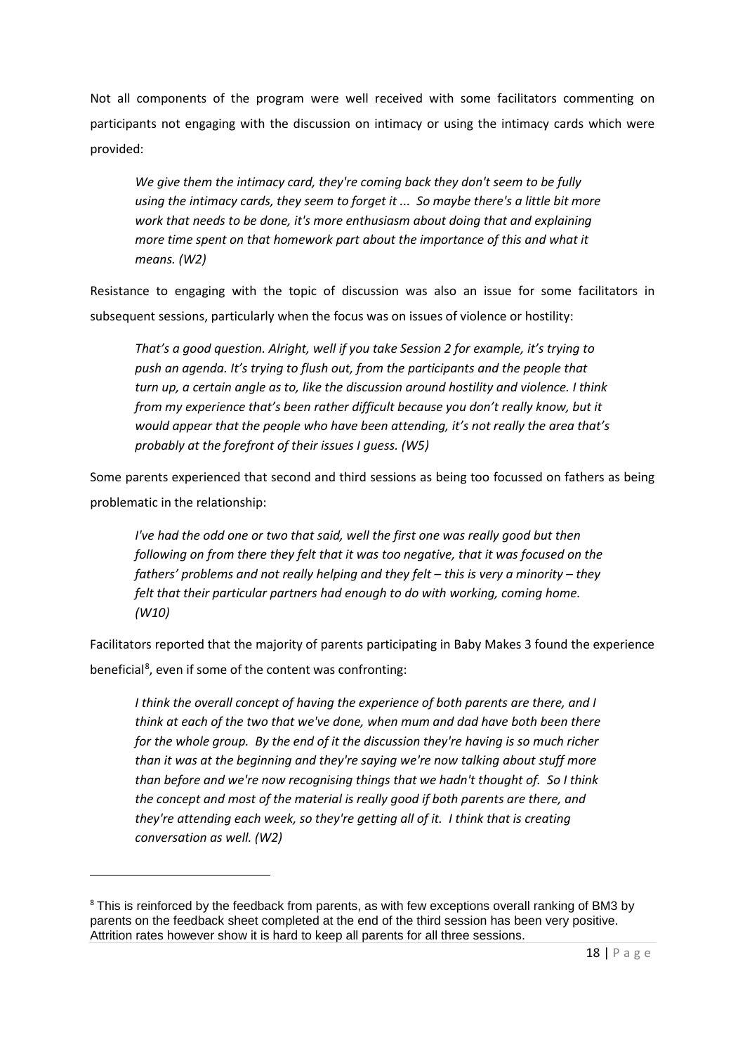Not all components of the program were well received with some facilitators commenting on participants not engaging with the discussion on intimacy or using the intimacy cards which were provided:

> *We give them the intimacy card, they're coming back they don't seem to be fully using the intimacy cards, they seem to forget it ... So maybe there's a little bit more work that needs to be done, it's more enthusiasm about doing that and explaining more time spent on that homework part about the importance of this and what it means. (W2)*

Resistance to engaging with the topic of discussion was also an issue for some facilitators in subsequent sessions, particularly when the focus was on issues of violence or hostility:

> *That's a good question. Alright, well if you take Session 2 for example, it's trying to push an agenda. It's trying to flush out, from the participants and the people that turn up, a certain angle as to, like the discussion around hostility and violence. I think from my experience that's been rather difficult because you don't really know, but it would appear that the people who have been attending, it's not really the area that's probably at the forefront of their issues I guess. (W5)*

Some parents experienced that second and third sessions as being too focussed on fathers as being problematic in the relationship:

> *I've had the odd one or two that said, well the first one was really good but then following on from there they felt that it was too negative, that it was focused on the fathers' problems and not really helping and they felt – this is very a minority – they felt that their particular partners had enough to do with working, coming home. (W10)*

Facilitators reported that the majority of parents participating in Baby Makes 3 found the experience beneficial[8], even if some of the content was confronting:

> *I think the overall concept of having the experience of both parents are there, and I think at each of the two that we've done, when mum and dad have both been there for the whole group. By the end of it the discussion they're having is so much richer than it was at the beginning and they're saying we're now talking about stuff more than before and we're now recognising things that we hadn't thought of. So I think the concept and most of the material is really good if both parents are there, and they're attending each week, so they're getting all of it. I think that is creating conversation as well. (W2)*

[8] This is reinforced by the feedback from parents, as with few exceptions overall ranking of BM3 by parents on the feedback sheet completed at the end of the third session has been very positive. Attrition rates however show it is hard to keep all parents for all three sessions.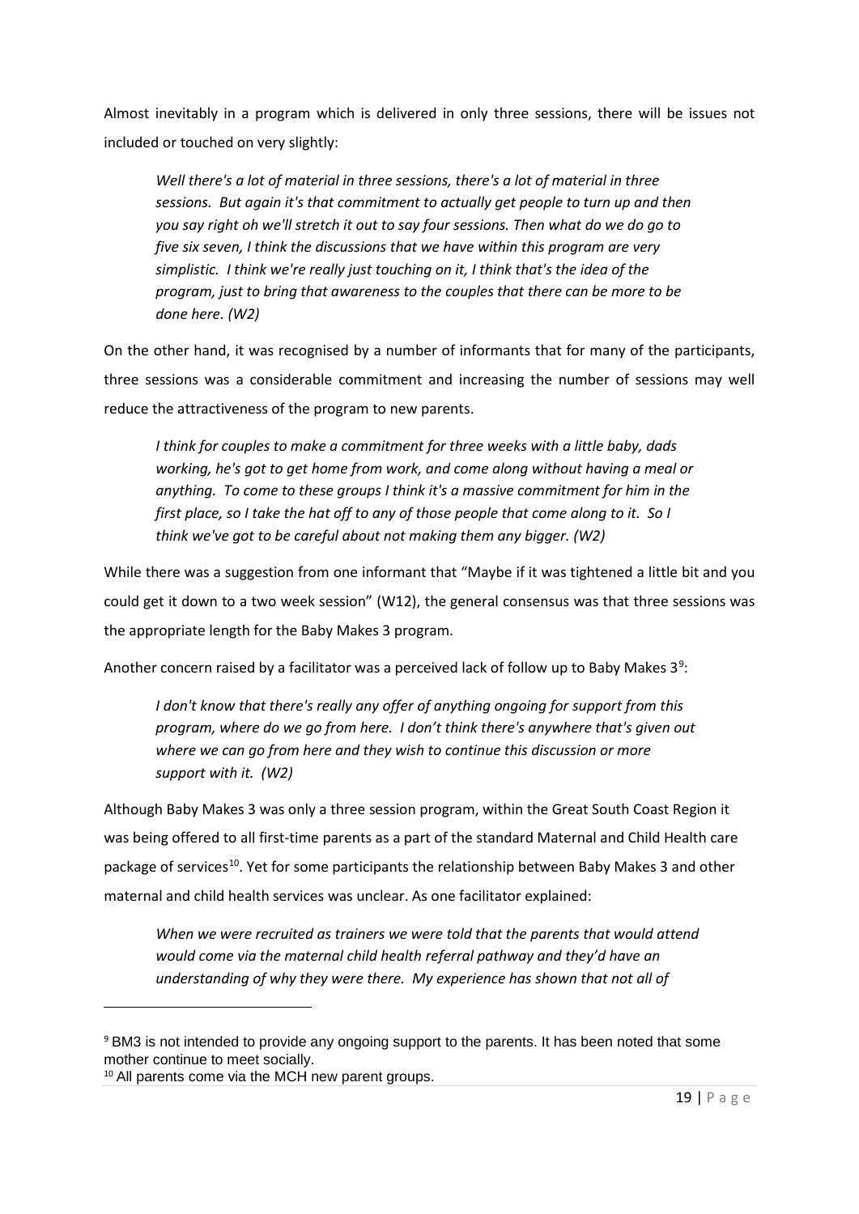Almost inevitably in a program which is delivered in only three sessions, there will be issues not included or touched on very slightly:

> *Well there's a lot of material in three sessions, there's a lot of material in three sessions. But again it's that commitment to actually get people to turn up and then you say right oh we'll stretch it out to say four sessions. Then what do we do go to five six seven, I think the discussions that we have within this program are very simplistic. I think we're really just touching on it, I think that's the idea of the program, just to bring that awareness to the couples that there can be more to be done here. (W2)*

On the other hand, it was recognised by a number of informants that for many of the participants, three sessions was a considerable commitment and increasing the number of sessions may well reduce the attractiveness of the program to new parents.

> *I think for couples to make a commitment for three weeks with a little baby, dads working, he's got to get home from work, and come along without having a meal or anything. To come to these groups I think it's a massive commitment for him in the first place, so I take the hat off to any of those people that come along to it. So I think we've got to be careful about not making them any bigger. (W2)*

While there was a suggestion from one informant that "Maybe if it was tightened a little bit and you could get it down to a two week session" (W12), the general consensus was that three sessions was the appropriate length for the Baby Makes 3 program.

Another concern raised by a facilitator was a perceived lack of follow up to Baby Makes 3[9]:

> *I don't know that there's really any offer of anything ongoing for support from this program, where do we go from here. I don't think there's anywhere that's given out where we can go from here and they wish to continue this discussion or more support with it. (W2)*

Although Baby Makes 3 was only a three session program, within the Great South Coast Region it was being offered to all first-time parents as a part of the standard Maternal and Child Health care package of services[10]. Yet for some participants the relationship between Baby Makes 3 and other maternal and child health services was unclear. As one facilitator explained:

> *When we were recruited as trainers we were told that the parents that would attend would come via the maternal child health referral pathway and they'd have an understanding of why they were there. My experience has shown that not all of*

---

[9] BM3 is not intended to provide any ongoing support to the parents. It has been noted that some mother continue to meet socially.

[10] All parents come via the MCH new parent groups.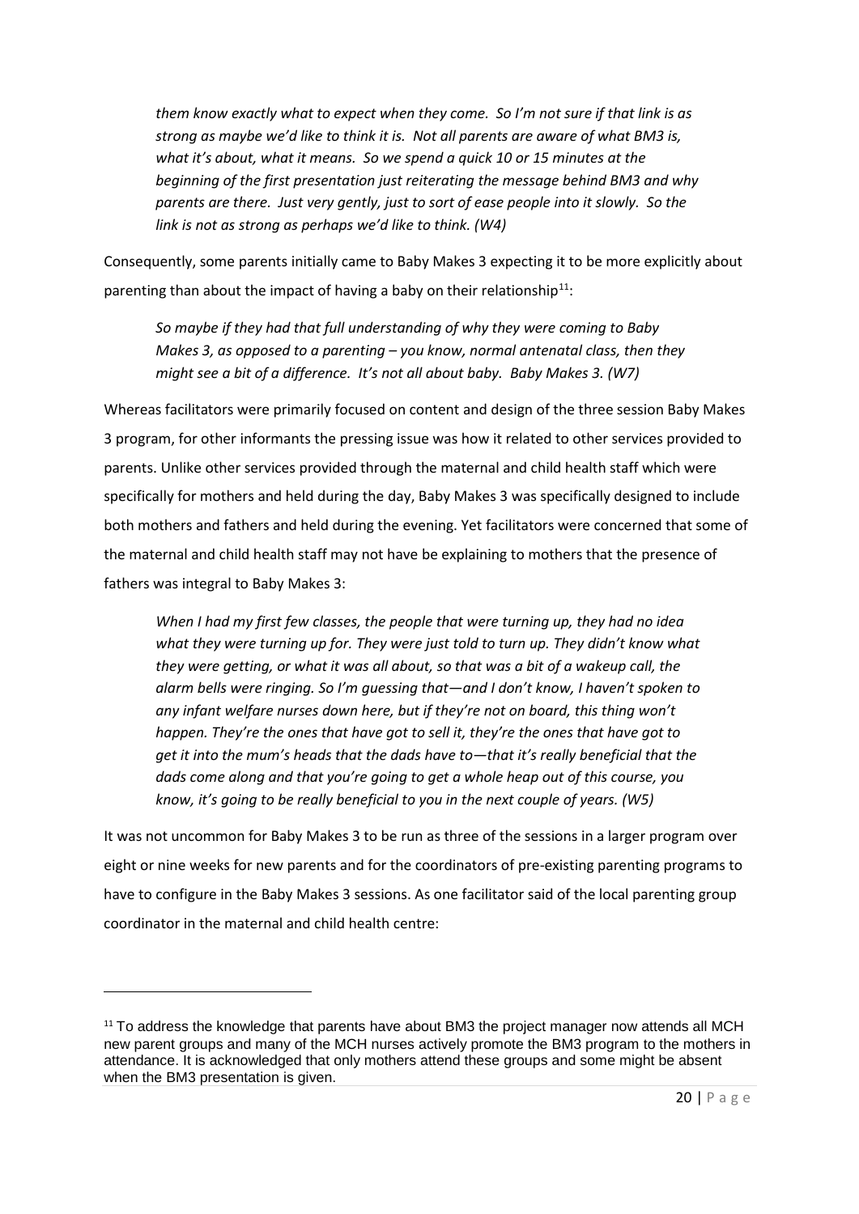*them know exactly what to expect when they come. So I'm not sure if that link is as strong as maybe we'd like to think it is. Not all parents are aware of what BM3 is, what it's about, what it means. So we spend a quick 10 or 15 minutes at the beginning of the first presentation just reiterating the message behind BM3 and why parents are there. Just very gently, just to sort of ease people into it slowly. So the link is not as strong as perhaps we'd like to think. (W4)*

Consequently, some parents initially came to Baby Makes 3 expecting it to be more explicitly about parenting than about the impact of having a baby on their relationship[11]:

*So maybe if they had that full understanding of why they were coming to Baby Makes 3, as opposed to a parenting – you know, normal antenatal class, then they might see a bit of a difference. It's not all about baby. Baby Makes 3. (W7)*

Whereas facilitators were primarily focused on content and design of the three session Baby Makes 3 program, for other informants the pressing issue was how it related to other services provided to parents. Unlike other services provided through the maternal and child health staff which were specifically for mothers and held during the day, Baby Makes 3 was specifically designed to include both mothers and fathers and held during the evening. Yet facilitators were concerned that some of the maternal and child health staff may not have be explaining to mothers that the presence of fathers was integral to Baby Makes 3:

*When I had my first few classes, the people that were turning up, they had no idea what they were turning up for. They were just told to turn up. They didn't know what they were getting, or what it was all about, so that was a bit of a wakeup call, the alarm bells were ringing. So I'm guessing that—and I don't know, I haven't spoken to any infant welfare nurses down here, but if they're not on board, this thing won't happen. They're the ones that have got to sell it, they're the ones that have got to get it into the mum's heads that the dads have to—that it's really beneficial that the dads come along and that you're going to get a whole heap out of this course, you know, it's going to be really beneficial to you in the next couple of years. (W5)*

It was not uncommon for Baby Makes 3 to be run as three of the sessions in a larger program over eight or nine weeks for new parents and for the coordinators of pre-existing parenting programs to have to configure in the Baby Makes 3 sessions. As one facilitator said of the local parenting group coordinator in the maternal and child health centre:

---

[11] To address the knowledge that parents have about BM3 the project manager now attends all MCH new parent groups and many of the MCH nurses actively promote the BM3 program to the mothers in attendance. It is acknowledged that only mothers attend these groups and some might be absent when the BM3 presentation is given.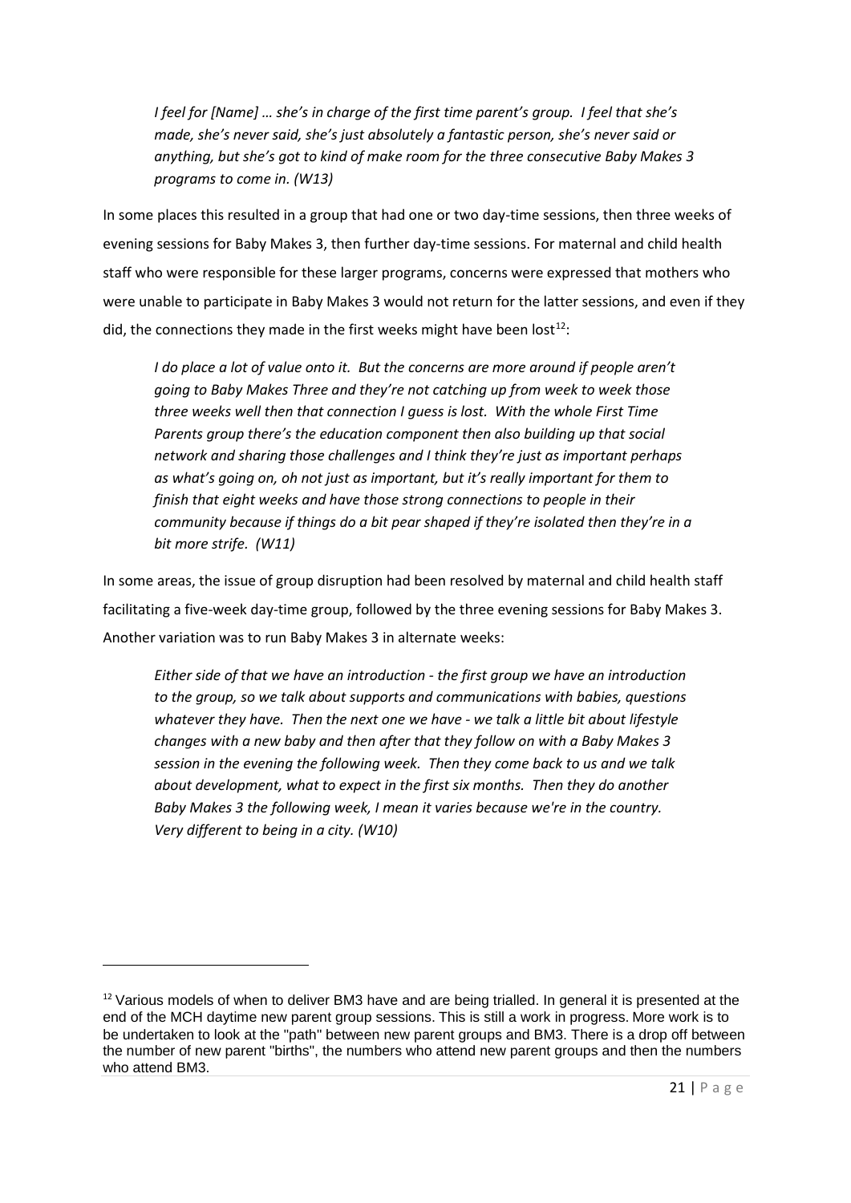*I feel for [Name] … she's in charge of the first time parent's group. I feel that she's made, she's never said, she's just absolutely a fantastic person, she's never said or anything, but she's got to kind of make room for the three consecutive Baby Makes 3 programs to come in. (W13)*

In some places this resulted in a group that had one or two day-time sessions, then three weeks of evening sessions for Baby Makes 3, then further day-time sessions. For maternal and child health staff who were responsible for these larger programs, concerns were expressed that mothers who were unable to participate in Baby Makes 3 would not return for the latter sessions, and even if they did, the connections they made in the first weeks might have been lost[12]:

*I do place a lot of value onto it. But the concerns are more around if people aren't going to Baby Makes Three and they're not catching up from week to week those three weeks well then that connection I guess is lost. With the whole First Time Parents group there's the education component then also building up that social network and sharing those challenges and I think they're just as important perhaps as what's going on, oh not just as important, but it's really important for them to finish that eight weeks and have those strong connections to people in their community because if things do a bit pear shaped if they're isolated then they're in a bit more strife. (W11)*

In some areas, the issue of group disruption had been resolved by maternal and child health staff facilitating a five-week day-time group, followed by the three evening sessions for Baby Makes 3. Another variation was to run Baby Makes 3 in alternate weeks:

*Either side of that we have an introduction - the first group we have an introduction to the group, so we talk about supports and communications with babies, questions whatever they have. Then the next one we have - we talk a little bit about lifestyle changes with a new baby and then after that they follow on with a Baby Makes 3 session in the evening the following week. Then they come back to us and we talk about development, what to expect in the first six months. Then they do another Baby Makes 3 the following week, I mean it varies because we're in the country. Very different to being in a city. (W10)*

[12] Various models of when to deliver BM3 have and are being trialled. In general it is presented at the end of the MCH daytime new parent group sessions. This is still a work in progress. More work is to be undertaken to look at the "path" between new parent groups and BM3. There is a drop off between the number of new parent "births", the numbers who attend new parent groups and then the numbers who attend BM3.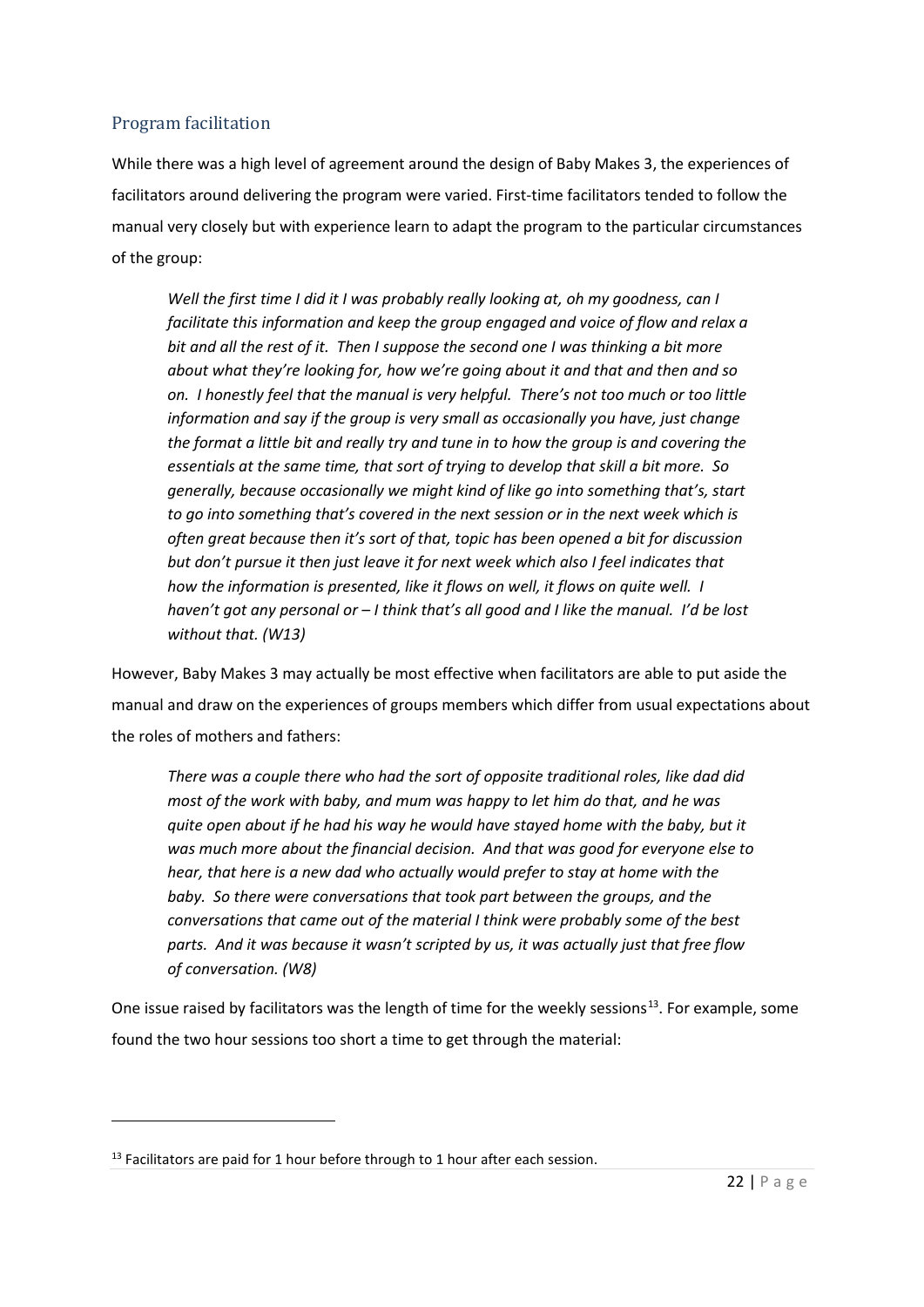## Program facilitation

While there was a high level of agreement around the design of Baby Makes 3, the experiences of facilitators around delivering the program were varied. First-time facilitators tended to follow the manual very closely but with experience learn to adapt the program to the particular circumstances of the group:

> *Well the first time I did it I was probably really looking at, oh my goodness, can I facilitate this information and keep the group engaged and voice of flow and relax a bit and all the rest of it. Then I suppose the second one I was thinking a bit more about what they're looking for, how we're going about it and that and then and so on. I honestly feel that the manual is very helpful. There's not too much or too little information and say if the group is very small as occasionally you have, just change the format a little bit and really try and tune in to how the group is and covering the essentials at the same time, that sort of trying to develop that skill a bit more. So generally, because occasionally we might kind of like go into something that's, start to go into something that's covered in the next session or in the next week which is often great because then it's sort of that, topic has been opened a bit for discussion but don't pursue it then just leave it for next week which also I feel indicates that how the information is presented, like it flows on well, it flows on quite well. I haven't got any personal or – I think that's all good and I like the manual. I'd be lost without that. (W13)*

However, Baby Makes 3 may actually be most effective when facilitators are able to put aside the manual and draw on the experiences of groups members which differ from usual expectations about the roles of mothers and fathers:

> *There was a couple there who had the sort of opposite traditional roles, like dad did most of the work with baby, and mum was happy to let him do that, and he was quite open about if he had his way he would have stayed home with the baby, but it was much more about the financial decision. And that was good for everyone else to hear, that here is a new dad who actually would prefer to stay at home with the baby. So there were conversations that took part between the groups, and the conversations that came out of the material I think were probably some of the best parts. And it was because it wasn't scripted by us, it was actually just that free flow of conversation. (W8)*

One issue raised by facilitators was the length of time for the weekly sessions[13]. For example, some found the two hour sessions too short a time to get through the material:

---

[13] Facilitators are paid for 1 hour before through to 1 hour after each session.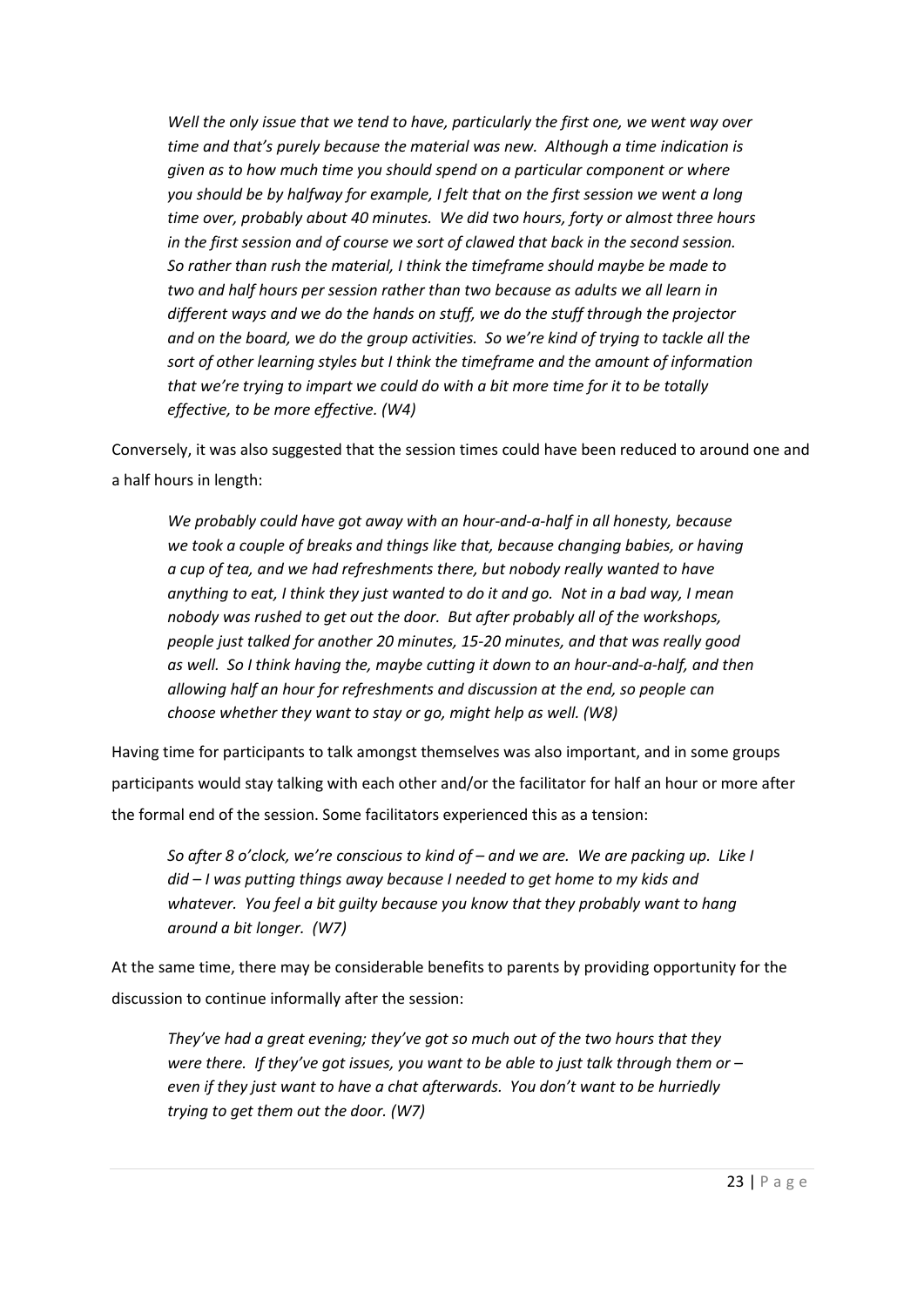> *Well the only issue that we tend to have, particularly the first one, we went way over time and that's purely because the material was new. Although a time indication is given as to how much time you should spend on a particular component or where you should be by halfway for example, I felt that on the first session we went a long time over, probably about 40 minutes. We did two hours, forty or almost three hours in the first session and of course we sort of clawed that back in the second session. So rather than rush the material, I think the timeframe should maybe be made to two and half hours per session rather than two because as adults we all learn in different ways and we do the hands on stuff, we do the stuff through the projector and on the board, we do the group activities. So we're kind of trying to tackle all the sort of other learning styles but I think the timeframe and the amount of information that we're trying to impart we could do with a bit more time for it to be totally effective, to be more effective. (W4)*

Conversely, it was also suggested that the session times could have been reduced to around one and a half hours in length:

> *We probably could have got away with an hour-and-a-half in all honesty, because we took a couple of breaks and things like that, because changing babies, or having a cup of tea, and we had refreshments there, but nobody really wanted to have anything to eat, I think they just wanted to do it and go. Not in a bad way, I mean nobody was rushed to get out the door. But after probably all of the workshops, people just talked for another 20 minutes, 15-20 minutes, and that was really good as well. So I think having the, maybe cutting it down to an hour-and-a-half, and then allowing half an hour for refreshments and discussion at the end, so people can choose whether they want to stay or go, might help as well. (W8)*

Having time for participants to talk amongst themselves was also important, and in some groups participants would stay talking with each other and/or the facilitator for half an hour or more after the formal end of the session. Some facilitators experienced this as a tension:

> *So after 8 o'clock, we're conscious to kind of – and we are. We are packing up. Like I did – I was putting things away because I needed to get home to my kids and whatever. You feel a bit guilty because you know that they probably want to hang around a bit longer. (W7)*

At the same time, there may be considerable benefits to parents by providing opportunity for the discussion to continue informally after the session:

> *They've had a great evening; they've got so much out of the two hours that they were there. If they've got issues, you want to be able to just talk through them or – even if they just want to have a chat afterwards. You don't want to be hurriedly trying to get them out the door. (W7)*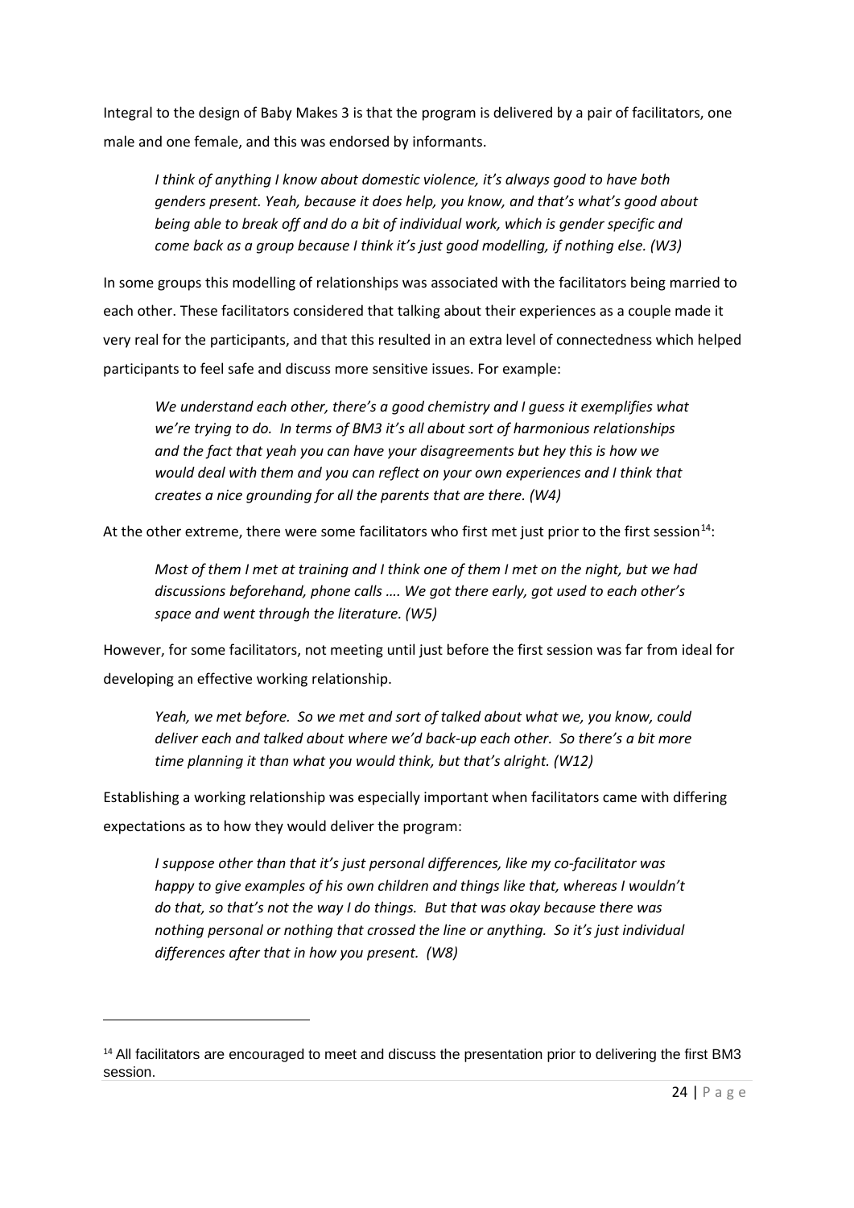Integral to the design of Baby Makes 3 is that the program is delivered by a pair of facilitators, one male and one female, and this was endorsed by informants.

> *I think of anything I know about domestic violence, it's always good to have both genders present. Yeah, because it does help, you know, and that's what's good about being able to break off and do a bit of individual work, which is gender specific and come back as a group because I think it's just good modelling, if nothing else. (W3)*

In some groups this modelling of relationships was associated with the facilitators being married to each other. These facilitators considered that talking about their experiences as a couple made it very real for the participants, and that this resulted in an extra level of connectedness which helped participants to feel safe and discuss more sensitive issues. For example:

> *We understand each other, there's a good chemistry and I guess it exemplifies what we're trying to do. In terms of BM3 it's all about sort of harmonious relationships and the fact that yeah you can have your disagreements but hey this is how we would deal with them and you can reflect on your own experiences and I think that creates a nice grounding for all the parents that are there. (W4)*

At the other extreme, there were some facilitators who first met just prior to the first session[14]:

> *Most of them I met at training and I think one of them I met on the night, but we had discussions beforehand, phone calls …. We got there early, got used to each other's space and went through the literature. (W5)*

However, for some facilitators, not meeting until just before the first session was far from ideal for developing an effective working relationship.

> *Yeah, we met before. So we met and sort of talked about what we, you know, could deliver each and talked about where we'd back-up each other. So there's a bit more time planning it than what you would think, but that's alright. (W12)*

Establishing a working relationship was especially important when facilitators came with differing expectations as to how they would deliver the program:

> *I suppose other than that it's just personal differences, like my co-facilitator was happy to give examples of his own children and things like that, whereas I wouldn't do that, so that's not the way I do things. But that was okay because there was nothing personal or nothing that crossed the line or anything. So it's just individual differences after that in how you present. (W8)*

[14] All facilitators are encouraged to meet and discuss the presentation prior to delivering the first BM3 session.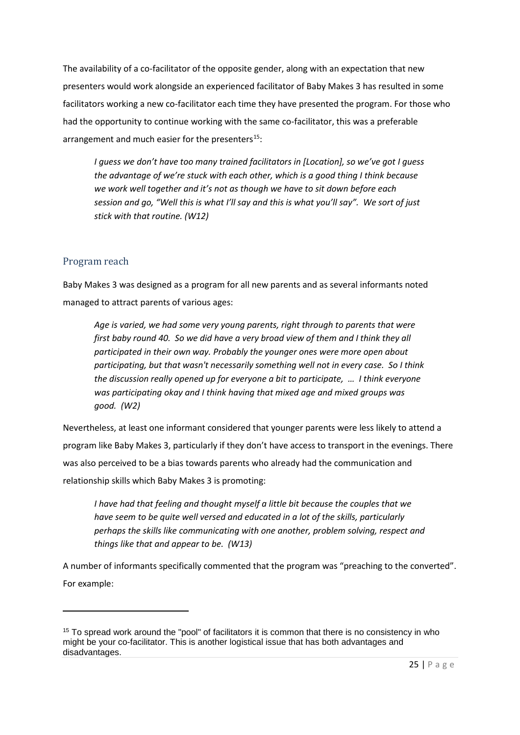The availability of a co-facilitator of the opposite gender, along with an expectation that new presenters would work alongside an experienced facilitator of Baby Makes 3 has resulted in some facilitators working a new co-facilitator each time they have presented the program. For those who had the opportunity to continue working with the same co-facilitator, this was a preferable arrangement and much easier for the presenters[15]:

> *I guess we don't have too many trained facilitators in [Location], so we've got I guess the advantage of we're stuck with each other, which is a good thing I think because we work well together and it's not as though we have to sit down before each session and go, "Well this is what I'll say and this is what you'll say". We sort of just stick with that routine. (W12)*

## Program reach

Baby Makes 3 was designed as a program for all new parents and as several informants noted managed to attract parents of various ages:

> *Age is varied, we had some very young parents, right through to parents that were first baby round 40. So we did have a very broad view of them and I think they all participated in their own way. Probably the younger ones were more open about participating, but that wasn't necessarily something well not in every case. So I think the discussion really opened up for everyone a bit to participate, … I think everyone was participating okay and I think having that mixed age and mixed groups was good. (W2)*

Nevertheless, at least one informant considered that younger parents were less likely to attend a program like Baby Makes 3, particularly if they don't have access to transport in the evenings. There was also perceived to be a bias towards parents who already had the communication and relationship skills which Baby Makes 3 is promoting:

> *I have had that feeling and thought myself a little bit because the couples that we have seem to be quite well versed and educated in a lot of the skills, particularly perhaps the skills like communicating with one another, problem solving, respect and things like that and appear to be. (W13)*

A number of informants specifically commented that the program was "preaching to the converted". For example:

---

[15] To spread work around the "pool" of facilitators it is common that there is no consistency in who might be your co-facilitator. This is another logistical issue that has both advantages and disadvantages.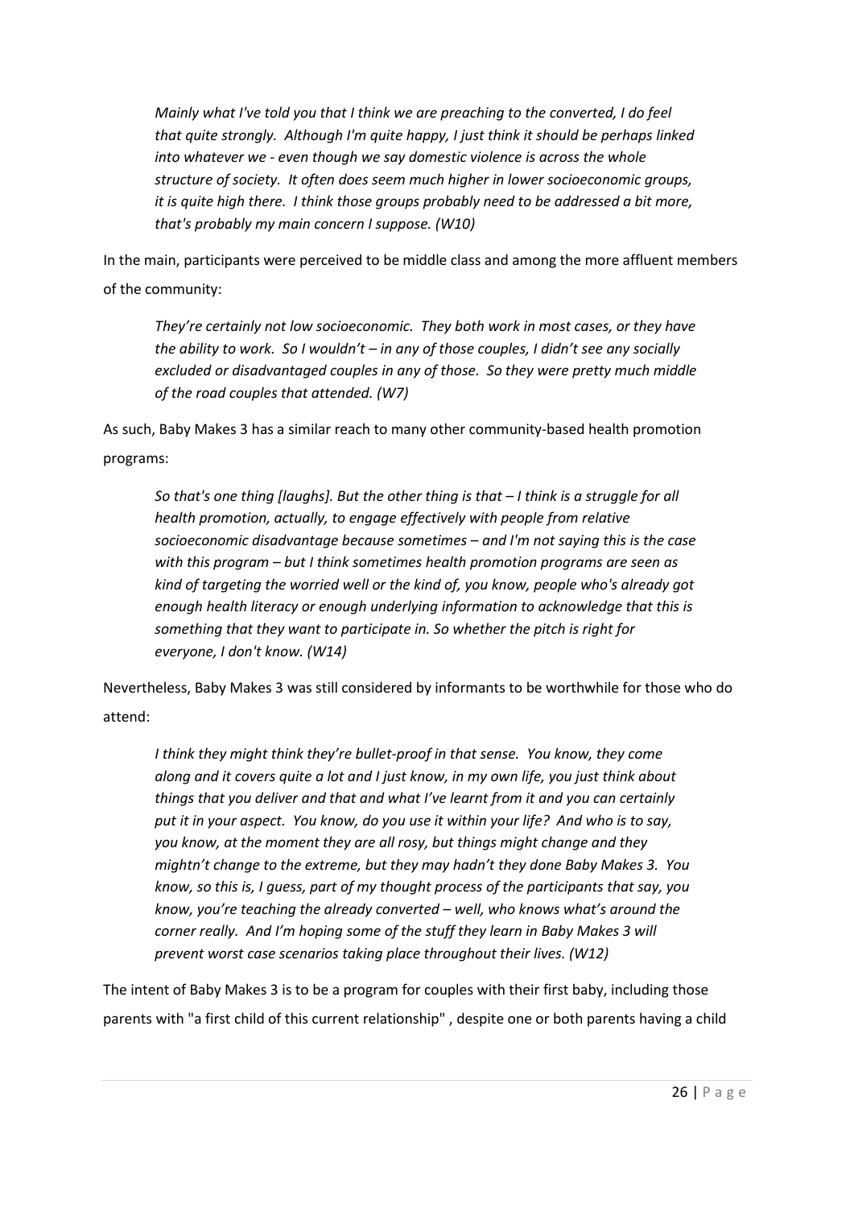*Mainly what I've told you that I think we are preaching to the converted, I do feel that quite strongly. Although I'm quite happy, I just think it should be perhaps linked into whatever we - even though we say domestic violence is across the whole structure of society. It often does seem much higher in lower socioeconomic groups, it is quite high there. I think those groups probably need to be addressed a bit more, that's probably my main concern I suppose. (W10)*

In the main, participants were perceived to be middle class and among the more affluent members of the community:

*They're certainly not low socioeconomic. They both work in most cases, or they have the ability to work. So I wouldn't – in any of those couples, I didn't see any socially excluded or disadvantaged couples in any of those. So they were pretty much middle of the road couples that attended. (W7)*

As such, Baby Makes 3 has a similar reach to many other community-based health promotion programs:

*So that's one thing [laughs]. But the other thing is that – I think is a struggle for all health promotion, actually, to engage effectively with people from relative socioeconomic disadvantage because sometimes – and I'm not saying this is the case with this program – but I think sometimes health promotion programs are seen as kind of targeting the worried well or the kind of, you know, people who's already got enough health literacy or enough underlying information to acknowledge that this is something that they want to participate in. So whether the pitch is right for everyone, I don't know. (W14)*

Nevertheless, Baby Makes 3 was still considered by informants to be worthwhile for those who do attend:

*I think they might think they're bullet-proof in that sense. You know, they come along and it covers quite a lot and I just know, in my own life, you just think about things that you deliver and that and what I've learnt from it and you can certainly put it in your aspect. You know, do you use it within your life? And who is to say, you know, at the moment they are all rosy, but things might change and they mightn't change to the extreme, but they may hadn't they done Baby Makes 3. You know, so this is, I guess, part of my thought process of the participants that say, you know, you're teaching the already converted – well, who knows what's around the corner really. And I'm hoping some of the stuff they learn in Baby Makes 3 will prevent worst case scenarios taking place throughout their lives. (W12)*

The intent of Baby Makes 3 is to be a program for couples with their first baby, including those parents with "a first child of this current relationship" , despite one or both parents having a child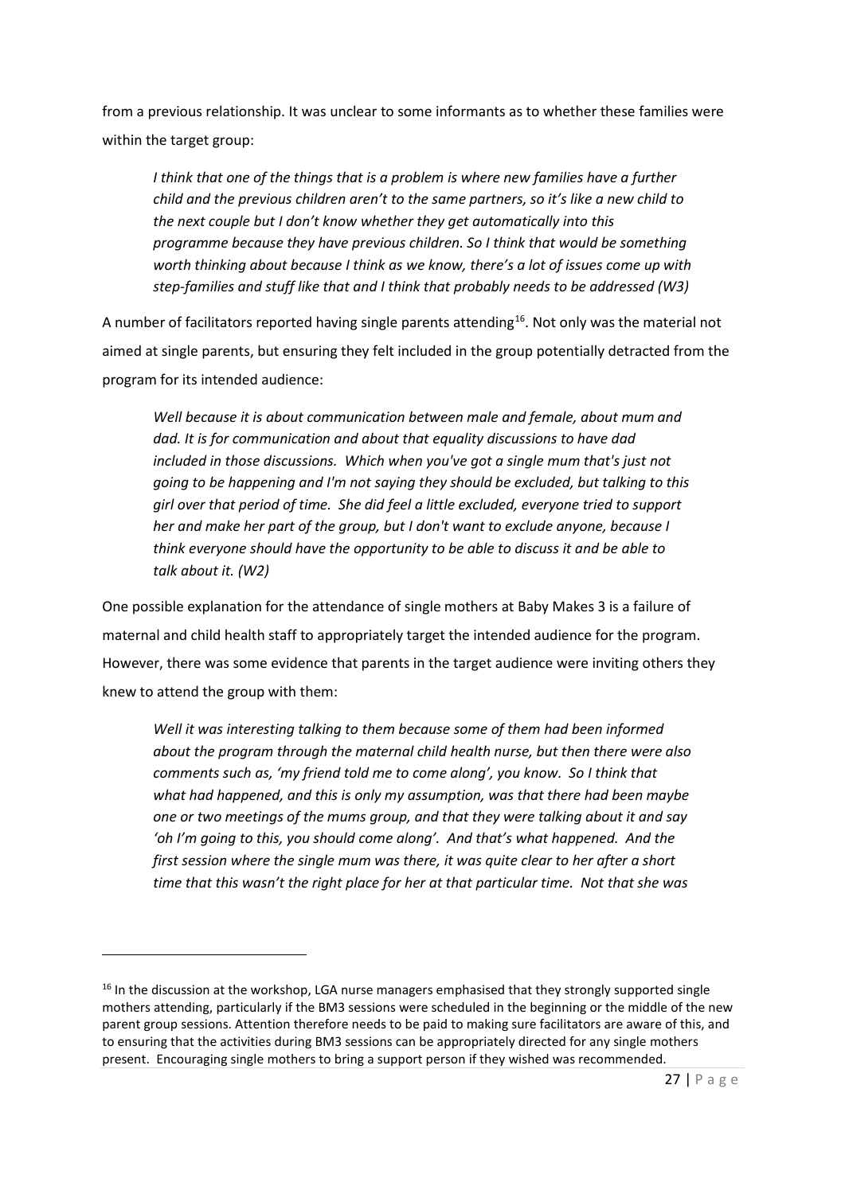from a previous relationship. It was unclear to some informants as to whether these families were within the target group:

> *I think that one of the things that is a problem is where new families have a further child and the previous children aren't to the same partners, so it's like a new child to the next couple but I don't know whether they get automatically into this programme because they have previous children. So I think that would be something worth thinking about because I think as we know, there's a lot of issues come up with step-families and stuff like that and I think that probably needs to be addressed (W3)*

A number of facilitators reported having single parents attending[16]. Not only was the material not aimed at single parents, but ensuring they felt included in the group potentially detracted from the program for its intended audience:

> *Well because it is about communication between male and female, about mum and dad. It is for communication and about that equality discussions to have dad included in those discussions. Which when you've got a single mum that's just not going to be happening and I'm not saying they should be excluded, but talking to this girl over that period of time. She did feel a little excluded, everyone tried to support her and make her part of the group, but I don't want to exclude anyone, because I think everyone should have the opportunity to be able to discuss it and be able to talk about it. (W2)*

One possible explanation for the attendance of single mothers at Baby Makes 3 is a failure of maternal and child health staff to appropriately target the intended audience for the program. However, there was some evidence that parents in the target audience were inviting others they knew to attend the group with them:

> *Well it was interesting talking to them because some of them had been informed about the program through the maternal child health nurse, but then there were also comments such as, 'my friend told me to come along', you know. So I think that what had happened, and this is only my assumption, was that there had been maybe one or two meetings of the mums group, and that they were talking about it and say 'oh I'm going to this, you should come along'. And that's what happened. And the first session where the single mum was there, it was quite clear to her after a short time that this wasn't the right place for her at that particular time. Not that she was*

---

[16] In the discussion at the workshop, LGA nurse managers emphasised that they strongly supported single mothers attending, particularly if the BM3 sessions were scheduled in the beginning or the middle of the new parent group sessions. Attention therefore needs to be paid to making sure facilitators are aware of this, and to ensuring that the activities during BM3 sessions can be appropriately directed for any single mothers present. Encouraging single mothers to bring a support person if they wished was recommended.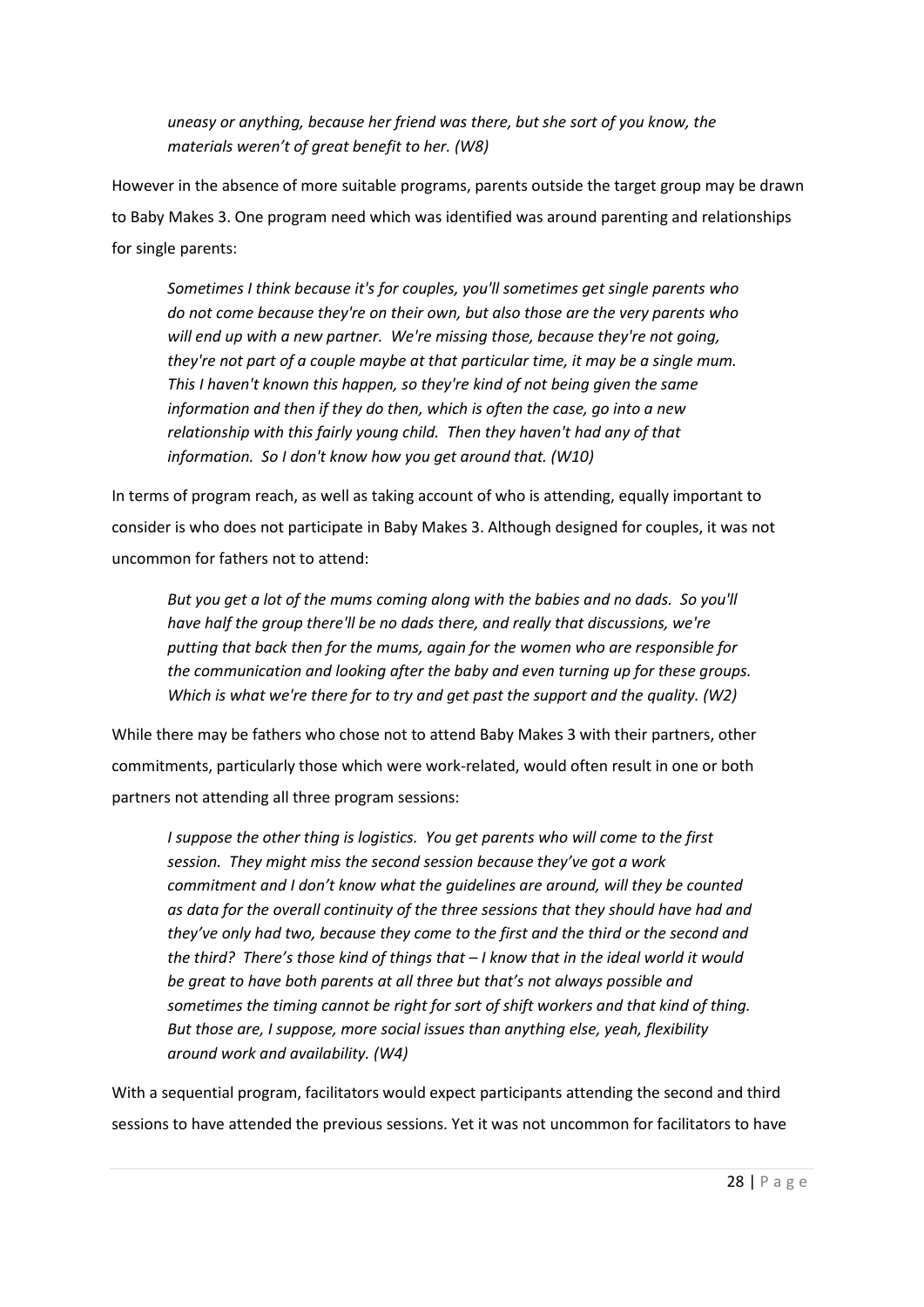*uneasy or anything, because her friend was there, but she sort of you know, the materials weren't of great benefit to her. (W8)*

However in the absence of more suitable programs, parents outside the target group may be drawn to Baby Makes 3. One program need which was identified was around parenting and relationships for single parents:

> *Sometimes I think because it's for couples, you'll sometimes get single parents who do not come because they're on their own, but also those are the very parents who will end up with a new partner. We're missing those, because they're not going, they're not part of a couple maybe at that particular time, it may be a single mum. This I haven't known this happen, so they're kind of not being given the same information and then if they do then, which is often the case, go into a new relationship with this fairly young child. Then they haven't had any of that information. So I don't know how you get around that. (W10)*

In terms of program reach, as well as taking account of who is attending, equally important to consider is who does not participate in Baby Makes 3. Although designed for couples, it was not uncommon for fathers not to attend:

> *But you get a lot of the mums coming along with the babies and no dads. So you'll have half the group there'll be no dads there, and really that discussions, we're putting that back then for the mums, again for the women who are responsible for the communication and looking after the baby and even turning up for these groups. Which is what we're there for to try and get past the support and the quality. (W2)*

While there may be fathers who chose not to attend Baby Makes 3 with their partners, other commitments, particularly those which were work-related, would often result in one or both partners not attending all three program sessions:

> *I suppose the other thing is logistics. You get parents who will come to the first session. They might miss the second session because they've got a work commitment and I don't know what the guidelines are around, will they be counted as data for the overall continuity of the three sessions that they should have had and they've only had two, because they come to the first and the third or the second and the third? There's those kind of things that – I know that in the ideal world it would be great to have both parents at all three but that's not always possible and sometimes the timing cannot be right for sort of shift workers and that kind of thing. But those are, I suppose, more social issues than anything else, yeah, flexibility around work and availability. (W4)*

With a sequential program, facilitators would expect participants attending the second and third sessions to have attended the previous sessions. Yet it was not uncommon for facilitators to have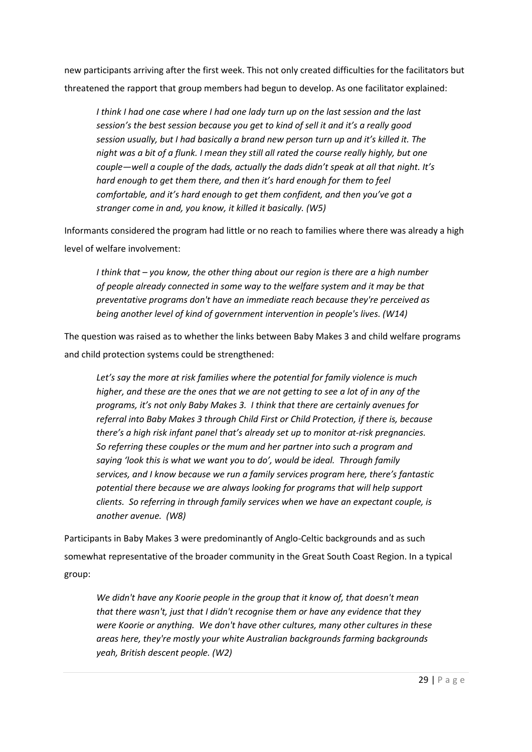new participants arriving after the first week. This not only created difficulties for the facilitators but threatened the rapport that group members had begun to develop. As one facilitator explained:

> *I think I had one case where I had one lady turn up on the last session and the last session's the best session because you get to kind of sell it and it's a really good session usually, but I had basically a brand new person turn up and it's killed it. The night was a bit of a flunk. I mean they still all rated the course really highly, but one couple—well a couple of the dads, actually the dads didn't speak at all that night. It's hard enough to get them there, and then it's hard enough for them to feel comfortable, and it's hard enough to get them confident, and then you've got a stranger come in and, you know, it killed it basically. (W5)*

Informants considered the program had little or no reach to families where there was already a high level of welfare involvement:

> *I think that – you know, the other thing about our region is there are a high number of people already connected in some way to the welfare system and it may be that preventative programs don't have an immediate reach because they're perceived as being another level of kind of government intervention in people's lives. (W14)*

The question was raised as to whether the links between Baby Makes 3 and child welfare programs and child protection systems could be strengthened:

> *Let's say the more at risk families where the potential for family violence is much higher, and these are the ones that we are not getting to see a lot of in any of the programs, it's not only Baby Makes 3. I think that there are certainly avenues for referral into Baby Makes 3 through Child First or Child Protection, if there is, because there's a high risk infant panel that's already set up to monitor at-risk pregnancies. So referring these couples or the mum and her partner into such a program and saying 'look this is what we want you to do', would be ideal. Through family services, and I know because we run a family services program here, there's fantastic potential there because we are always looking for programs that will help support clients. So referring in through family services when we have an expectant couple, is another avenue. (W8)*

Participants in Baby Makes 3 were predominantly of Anglo-Celtic backgrounds and as such somewhat representative of the broader community in the Great South Coast Region. In a typical group:

> *We didn't have any Koorie people in the group that it know of, that doesn't mean that there wasn't, just that I didn't recognise them or have any evidence that they were Koorie or anything. We don't have other cultures, many other cultures in these areas here, they're mostly your white Australian backgrounds farming backgrounds yeah, British descent people. (W2)*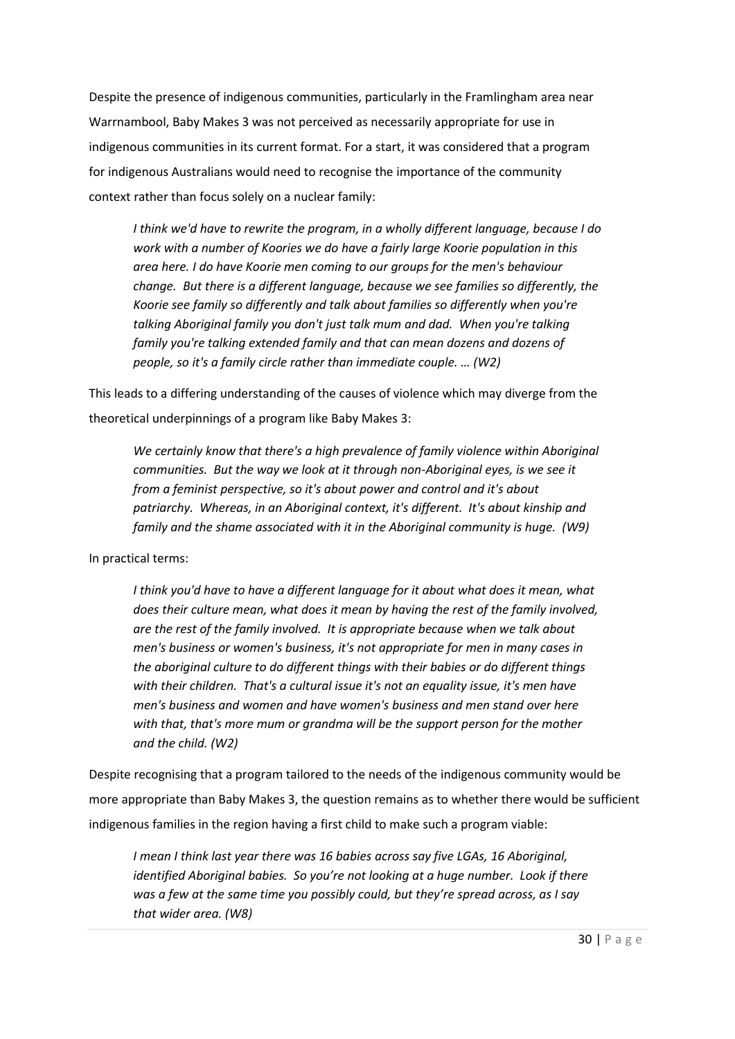Despite the presence of indigenous communities, particularly in the Framlingham area near Warrnambool, Baby Makes 3 was not perceived as necessarily appropriate for use in indigenous communities in its current format. For a start, it was considered that a program for indigenous Australians would need to recognise the importance of the community context rather than focus solely on a nuclear family:

> *I think we'd have to rewrite the program, in a wholly different language, because I do work with a number of Koories we do have a fairly large Koorie population in this area here. I do have Koorie men coming to our groups for the men's behaviour change. But there is a different language, because we see families so differently, the Koorie see family so differently and talk about families so differently when you're talking Aboriginal family you don't just talk mum and dad. When you're talking family you're talking extended family and that can mean dozens and dozens of people, so it's a family circle rather than immediate couple. … (W2)*

This leads to a differing understanding of the causes of violence which may diverge from the theoretical underpinnings of a program like Baby Makes 3:

> *We certainly know that there's a high prevalence of family violence within Aboriginal communities. But the way we look at it through non-Aboriginal eyes, is we see it from a feminist perspective, so it's about power and control and it's about patriarchy. Whereas, in an Aboriginal context, it's different. It's about kinship and family and the shame associated with it in the Aboriginal community is huge. (W9)*

In practical terms:

> *I think you'd have to have a different language for it about what does it mean, what does their culture mean, what does it mean by having the rest of the family involved, are the rest of the family involved. It is appropriate because when we talk about men's business or women's business, it's not appropriate for men in many cases in the aboriginal culture to do different things with their babies or do different things with their children. That's a cultural issue it's not an equality issue, it's men have men's business and women and have women's business and men stand over here with that, that's more mum or grandma will be the support person for the mother and the child. (W2)*

Despite recognising that a program tailored to the needs of the indigenous community would be more appropriate than Baby Makes 3, the question remains as to whether there would be sufficient indigenous families in the region having a first child to make such a program viable:

> *I mean I think last year there was 16 babies across say five LGAs, 16 Aboriginal, identified Aboriginal babies. So you're not looking at a huge number. Look if there was a few at the same time you possibly could, but they're spread across, as I say that wider area. (W8)*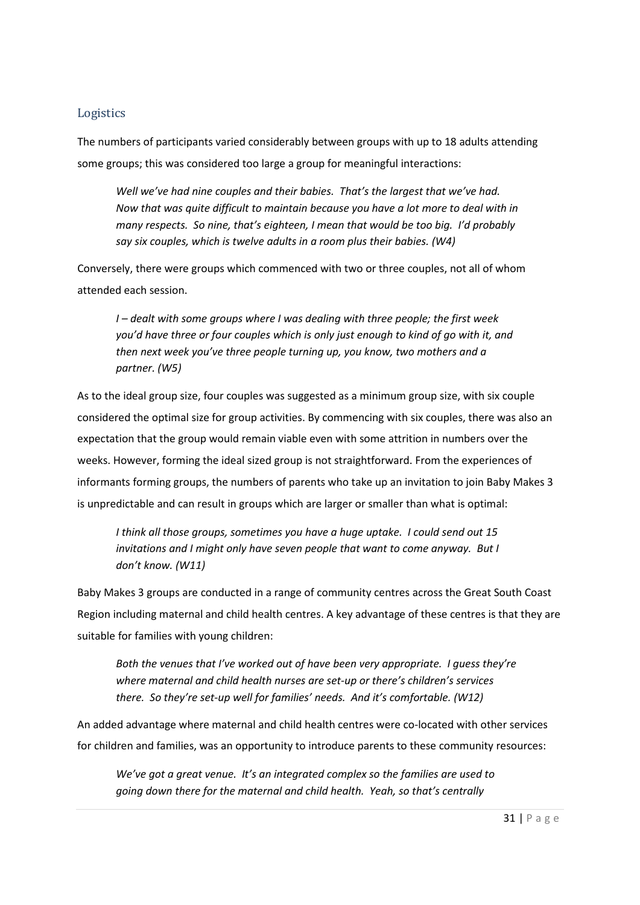## Logistics

The numbers of participants varied considerably between groups with up to 18 adults attending some groups; this was considered too large a group for meaningful interactions:

> *Well we've had nine couples and their babies. That's the largest that we've had. Now that was quite difficult to maintain because you have a lot more to deal with in many respects. So nine, that's eighteen, I mean that would be too big. I'd probably say six couples, which is twelve adults in a room plus their babies. (W4)*

Conversely, there were groups which commenced with two or three couples, not all of whom attended each session.

> *I – dealt with some groups where I was dealing with three people; the first week you'd have three or four couples which is only just enough to kind of go with it, and then next week you've three people turning up, you know, two mothers and a partner. (W5)*

As to the ideal group size, four couples was suggested as a minimum group size, with six couple considered the optimal size for group activities. By commencing with six couples, there was also an expectation that the group would remain viable even with some attrition in numbers over the weeks. However, forming the ideal sized group is not straightforward. From the experiences of informants forming groups, the numbers of parents who take up an invitation to join Baby Makes 3 is unpredictable and can result in groups which are larger or smaller than what is optimal:

> *I think all those groups, sometimes you have a huge uptake. I could send out 15 invitations and I might only have seven people that want to come anyway. But I don't know. (W11)*

Baby Makes 3 groups are conducted in a range of community centres across the Great South Coast Region including maternal and child health centres. A key advantage of these centres is that they are suitable for families with young children:

> *Both the venues that I've worked out of have been very appropriate. I guess they're where maternal and child health nurses are set-up or there's children's services there. So they're set-up well for families' needs. And it's comfortable. (W12)*

An added advantage where maternal and child health centres were co-located with other services for children and families, was an opportunity to introduce parents to these community resources:

> *We've got a great venue. It's an integrated complex so the families are used to going down there for the maternal and child health. Yeah, so that's centrally*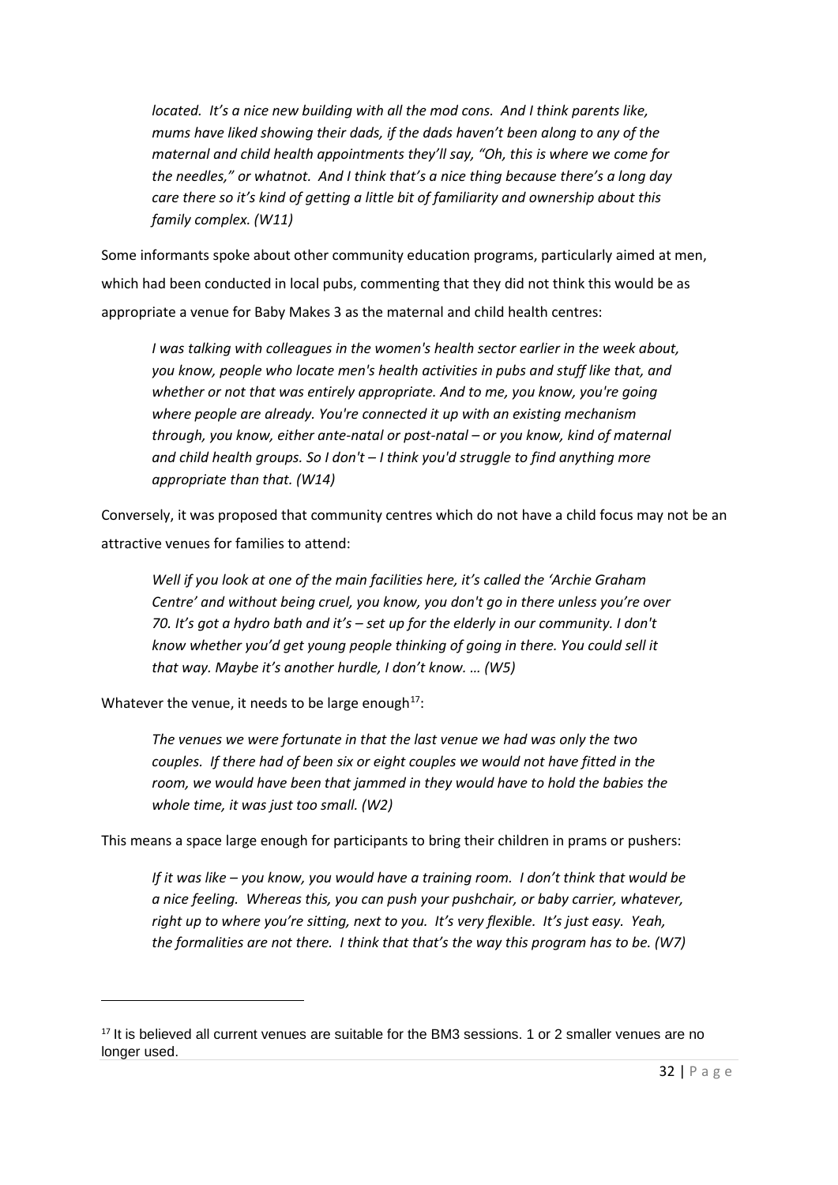*located. It's a nice new building with all the mod cons. And I think parents like, mums have liked showing their dads, if the dads haven't been along to any of the maternal and child health appointments they'll say, "Oh, this is where we come for the needles," or whatnot. And I think that's a nice thing because there's a long day care there so it's kind of getting a little bit of familiarity and ownership about this family complex. (W11)*

Some informants spoke about other community education programs, particularly aimed at men, which had been conducted in local pubs, commenting that they did not think this would be as appropriate a venue for Baby Makes 3 as the maternal and child health centres:

> *I was talking with colleagues in the women's health sector earlier in the week about, you know, people who locate men's health activities in pubs and stuff like that, and whether or not that was entirely appropriate. And to me, you know, you're going where people are already. You're connected it up with an existing mechanism through, you know, either ante-natal or post-natal – or you know, kind of maternal and child health groups. So I don't – I think you'd struggle to find anything more appropriate than that. (W14)*

Conversely, it was proposed that community centres which do not have a child focus may not be an attractive venues for families to attend:

> *Well if you look at one of the main facilities here, it's called the 'Archie Graham Centre' and without being cruel, you know, you don't go in there unless you're over 70. It's got a hydro bath and it's – set up for the elderly in our community. I don't know whether you'd get young people thinking of going in there. You could sell it that way. Maybe it's another hurdle, I don't know. … (W5)*

Whatever the venue, it needs to be large enough[17]:

> *The venues we were fortunate in that the last venue we had was only the two couples. If there had of been six or eight couples we would not have fitted in the room, we would have been that jammed in they would have to hold the babies the whole time, it was just too small. (W2)*

This means a space large enough for participants to bring their children in prams or pushers:

> *If it was like – you know, you would have a training room. I don't think that would be a nice feeling. Whereas this, you can push your pushchair, or baby carrier, whatever, right up to where you're sitting, next to you. It's very flexible. It's just easy. Yeah, the formalities are not there. I think that that's the way this program has to be. (W7)*

---

[17] It is believed all current venues are suitable for the BM3 sessions. 1 or 2 smaller venues are no longer used.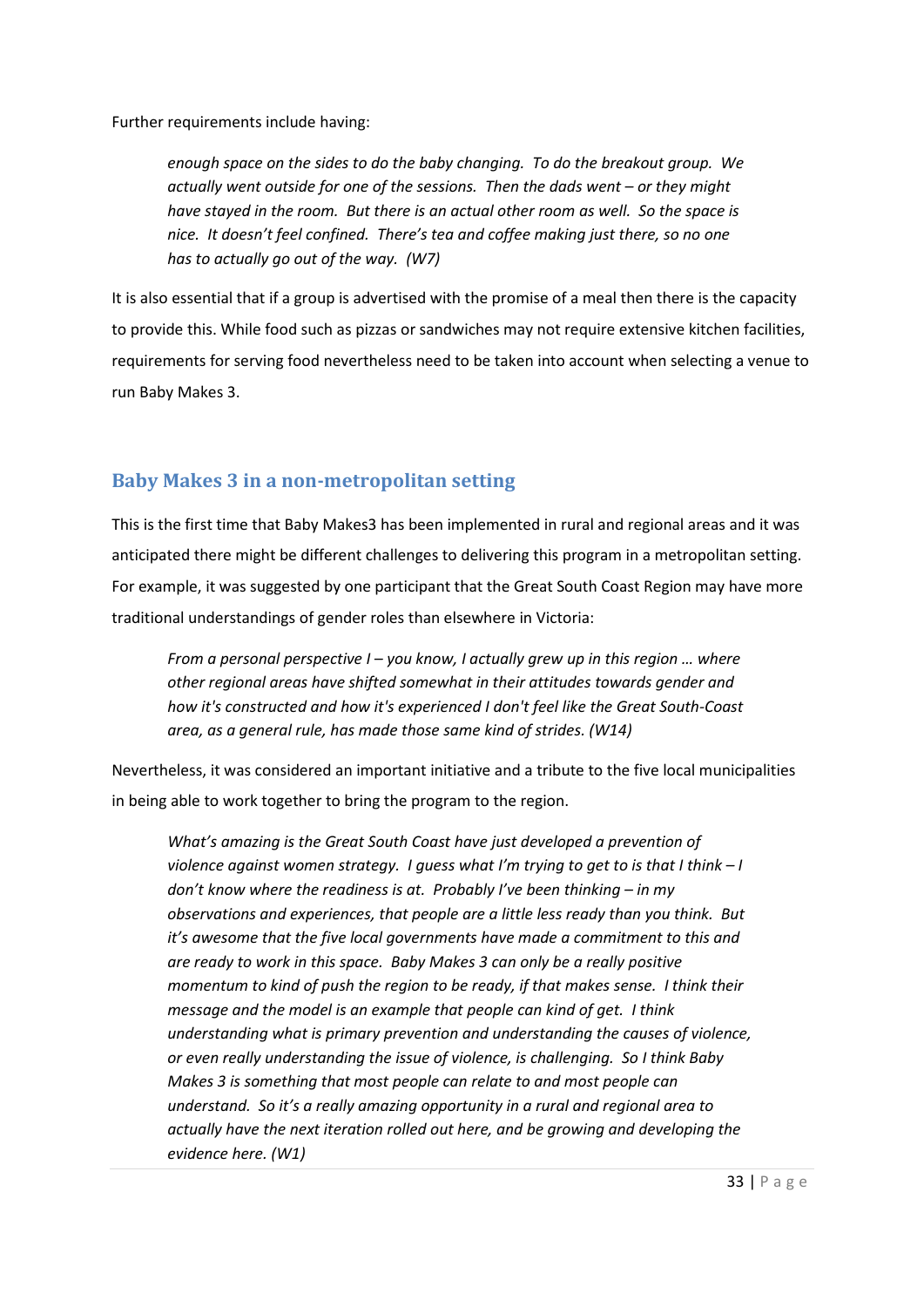Further requirements include having:

> *enough space on the sides to do the baby changing. To do the breakout group. We actually went outside for one of the sessions. Then the dads went – or they might have stayed in the room. But there is an actual other room as well. So the space is nice. It doesn't feel confined. There's tea and coffee making just there, so no one has to actually go out of the way. (W7)*

It is also essential that if a group is advertised with the promise of a meal then there is the capacity to provide this. While food such as pizzas or sandwiches may not require extensive kitchen facilities, requirements for serving food nevertheless need to be taken into account when selecting a venue to run Baby Makes 3.

## Baby Makes 3 in a non-metropolitan setting

This is the first time that Baby Makes3 has been implemented in rural and regional areas and it was anticipated there might be different challenges to delivering this program in a metropolitan setting. For example, it was suggested by one participant that the Great South Coast Region may have more traditional understandings of gender roles than elsewhere in Victoria:

> *From a personal perspective I – you know, I actually grew up in this region … where other regional areas have shifted somewhat in their attitudes towards gender and how it's constructed and how it's experienced I don't feel like the Great South-Coast area, as a general rule, has made those same kind of strides. (W14)*

Nevertheless, it was considered an important initiative and a tribute to the five local municipalities in being able to work together to bring the program to the region.

> *What's amazing is the Great South Coast have just developed a prevention of violence against women strategy. I guess what I'm trying to get to is that I think – I don't know where the readiness is at. Probably I've been thinking – in my observations and experiences, that people are a little less ready than you think. But it's awesome that the five local governments have made a commitment to this and are ready to work in this space. Baby Makes 3 can only be a really positive momentum to kind of push the region to be ready, if that makes sense. I think their message and the model is an example that people can kind of get. I think understanding what is primary prevention and understanding the causes of violence, or even really understanding the issue of violence, is challenging. So I think Baby Makes 3 is something that most people can relate to and most people can understand. So it's a really amazing opportunity in a rural and regional area to actually have the next iteration rolled out here, and be growing and developing the evidence here. (W1)*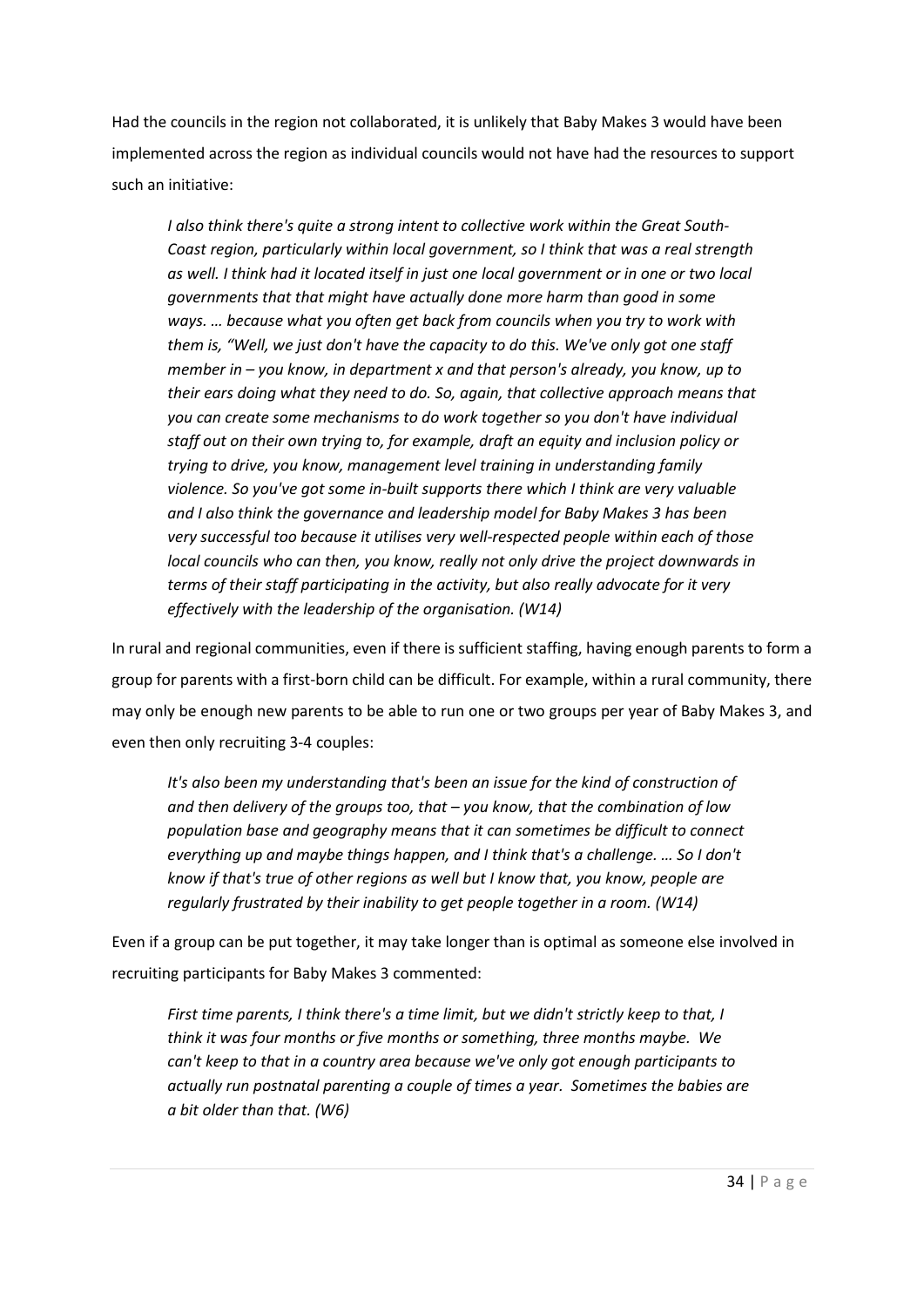Had the councils in the region not collaborated, it is unlikely that Baby Makes 3 would have been implemented across the region as individual councils would not have had the resources to support such an initiative:

> *I also think there's quite a strong intent to collective work within the Great South-Coast region, particularly within local government, so I think that was a real strength as well. I think had it located itself in just one local government or in one or two local governments that that might have actually done more harm than good in some ways. … because what you often get back from councils when you try to work with them is, "Well, we just don't have the capacity to do this. We've only got one staff member in – you know, in department x and that person's already, you know, up to their ears doing what they need to do. So, again, that collective approach means that you can create some mechanisms to do work together so you don't have individual staff out on their own trying to, for example, draft an equity and inclusion policy or trying to drive, you know, management level training in understanding family violence. So you've got some in-built supports there which I think are very valuable and I also think the governance and leadership model for Baby Makes 3 has been very successful too because it utilises very well-respected people within each of those local councils who can then, you know, really not only drive the project downwards in terms of their staff participating in the activity, but also really advocate for it very effectively with the leadership of the organisation. (W14)*

In rural and regional communities, even if there is sufficient staffing, having enough parents to form a group for parents with a first-born child can be difficult. For example, within a rural community, there may only be enough new parents to be able to run one or two groups per year of Baby Makes 3, and even then only recruiting 3-4 couples:

> *It's also been my understanding that's been an issue for the kind of construction of and then delivery of the groups too, that – you know, that the combination of low population base and geography means that it can sometimes be difficult to connect everything up and maybe things happen, and I think that's a challenge. … So I don't know if that's true of other regions as well but I know that, you know, people are regularly frustrated by their inability to get people together in a room. (W14)*

Even if a group can be put together, it may take longer than is optimal as someone else involved in recruiting participants for Baby Makes 3 commented:

> *First time parents, I think there's a time limit, but we didn't strictly keep to that, I think it was four months or five months or something, three months maybe. We can't keep to that in a country area because we've only got enough participants to actually run postnatal parenting a couple of times a year. Sometimes the babies are a bit older than that. (W6)*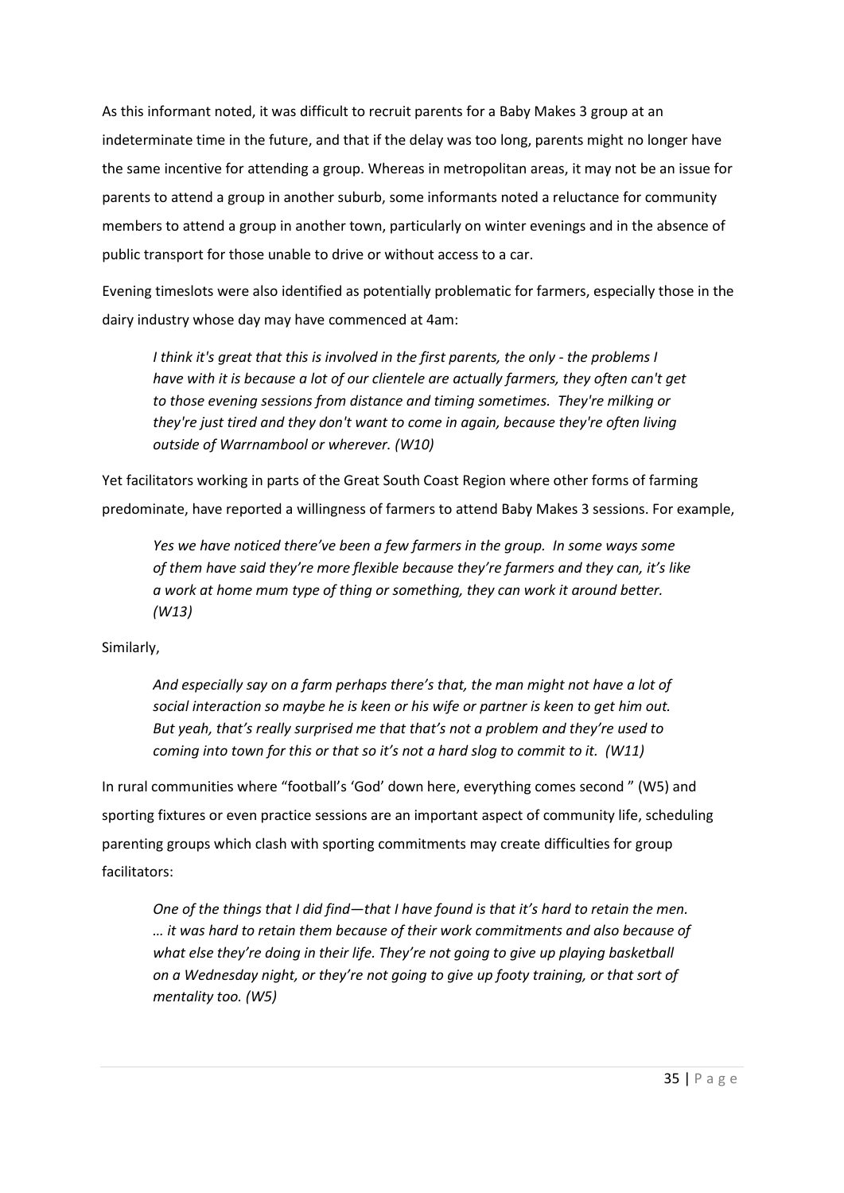As this informant noted, it was difficult to recruit parents for a Baby Makes 3 group at an indeterminate time in the future, and that if the delay was too long, parents might no longer have the same incentive for attending a group. Whereas in metropolitan areas, it may not be an issue for parents to attend a group in another suburb, some informants noted a reluctance for community members to attend a group in another town, particularly on winter evenings and in the absence of public transport for those unable to drive or without access to a car.

Evening timeslots were also identified as potentially problematic for farmers, especially those in the dairy industry whose day may have commenced at 4am:

> *I think it's great that this is involved in the first parents, the only - the problems I have with it is because a lot of our clientele are actually farmers, they often can't get to those evening sessions from distance and timing sometimes. They're milking or they're just tired and they don't want to come in again, because they're often living outside of Warrnambool or wherever. (W10)*

Yet facilitators working in parts of the Great South Coast Region where other forms of farming predominate, have reported a willingness of farmers to attend Baby Makes 3 sessions. For example,

> *Yes we have noticed there've been a few farmers in the group. In some ways some of them have said they're more flexible because they're farmers and they can, it's like a work at home mum type of thing or something, they can work it around better. (W13)*

Similarly,

> *And especially say on a farm perhaps there's that, the man might not have a lot of social interaction so maybe he is keen or his wife or partner is keen to get him out. But yeah, that's really surprised me that that's not a problem and they're used to coming into town for this or that so it's not a hard slog to commit to it. (W11)*

In rural communities where "football's 'God' down here, everything comes second " (W5) and sporting fixtures or even practice sessions are an important aspect of community life, scheduling parenting groups which clash with sporting commitments may create difficulties for group facilitators:

> *One of the things that I did find—that I have found is that it's hard to retain the men. … it was hard to retain them because of their work commitments and also because of what else they're doing in their life. They're not going to give up playing basketball on a Wednesday night, or they're not going to give up footy training, or that sort of mentality too. (W5)*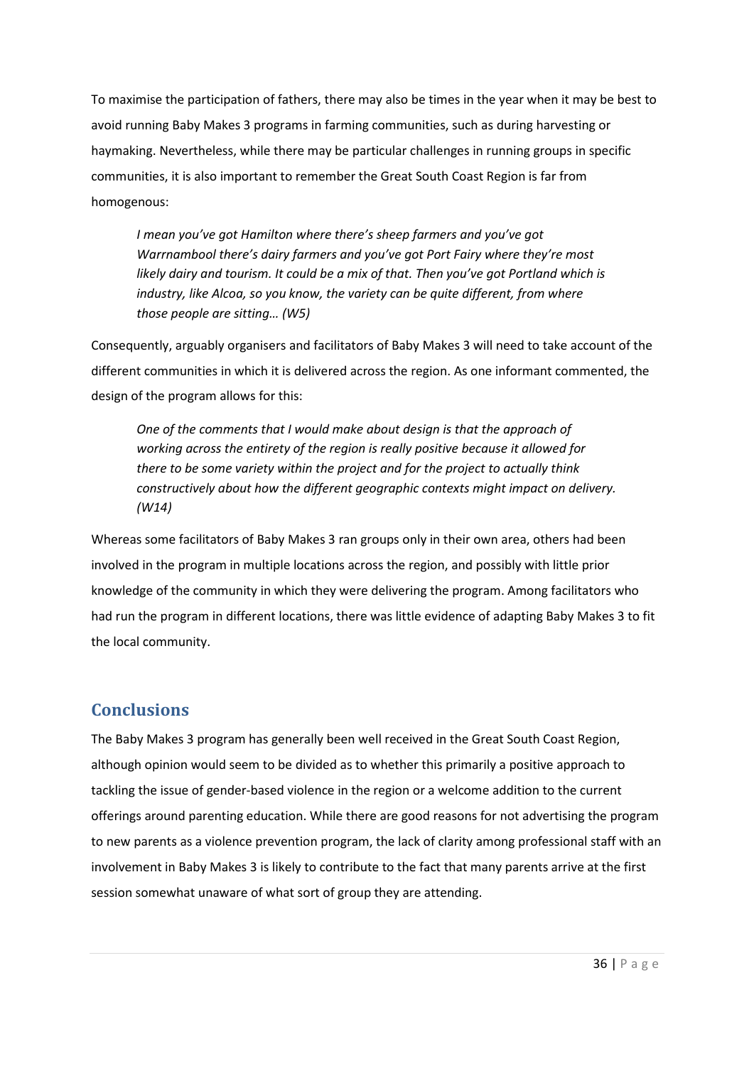To maximise the participation of fathers, there may also be times in the year when it may be best to avoid running Baby Makes 3 programs in farming communities, such as during harvesting or haymaking. Nevertheless, while there may be particular challenges in running groups in specific communities, it is also important to remember the Great South Coast Region is far from homogenous:

> *I mean you've got Hamilton where there's sheep farmers and you've got Warrnambool there's dairy farmers and you've got Port Fairy where they're most likely dairy and tourism. It could be a mix of that. Then you've got Portland which is industry, like Alcoa, so you know, the variety can be quite different, from where those people are sitting… (W5)*

Consequently, arguably organisers and facilitators of Baby Makes 3 will need to take account of the different communities in which it is delivered across the region. As one informant commented, the design of the program allows for this:

> *One of the comments that I would make about design is that the approach of working across the entirety of the region is really positive because it allowed for there to be some variety within the project and for the project to actually think constructively about how the different geographic contexts might impact on delivery. (W14)*

Whereas some facilitators of Baby Makes 3 ran groups only in their own area, others had been involved in the program in multiple locations across the region, and possibly with little prior knowledge of the community in which they were delivering the program. Among facilitators who had run the program in different locations, there was little evidence of adapting Baby Makes 3 to fit the local community.

## Conclusions

The Baby Makes 3 program has generally been well received in the Great South Coast Region, although opinion would seem to be divided as to whether this primarily a positive approach to tackling the issue of gender-based violence in the region or a welcome addition to the current offerings around parenting education. While there are good reasons for not advertising the program to new parents as a violence prevention program, the lack of clarity among professional staff with an involvement in Baby Makes 3 is likely to contribute to the fact that many parents arrive at the first session somewhat unaware of what sort of group they are attending.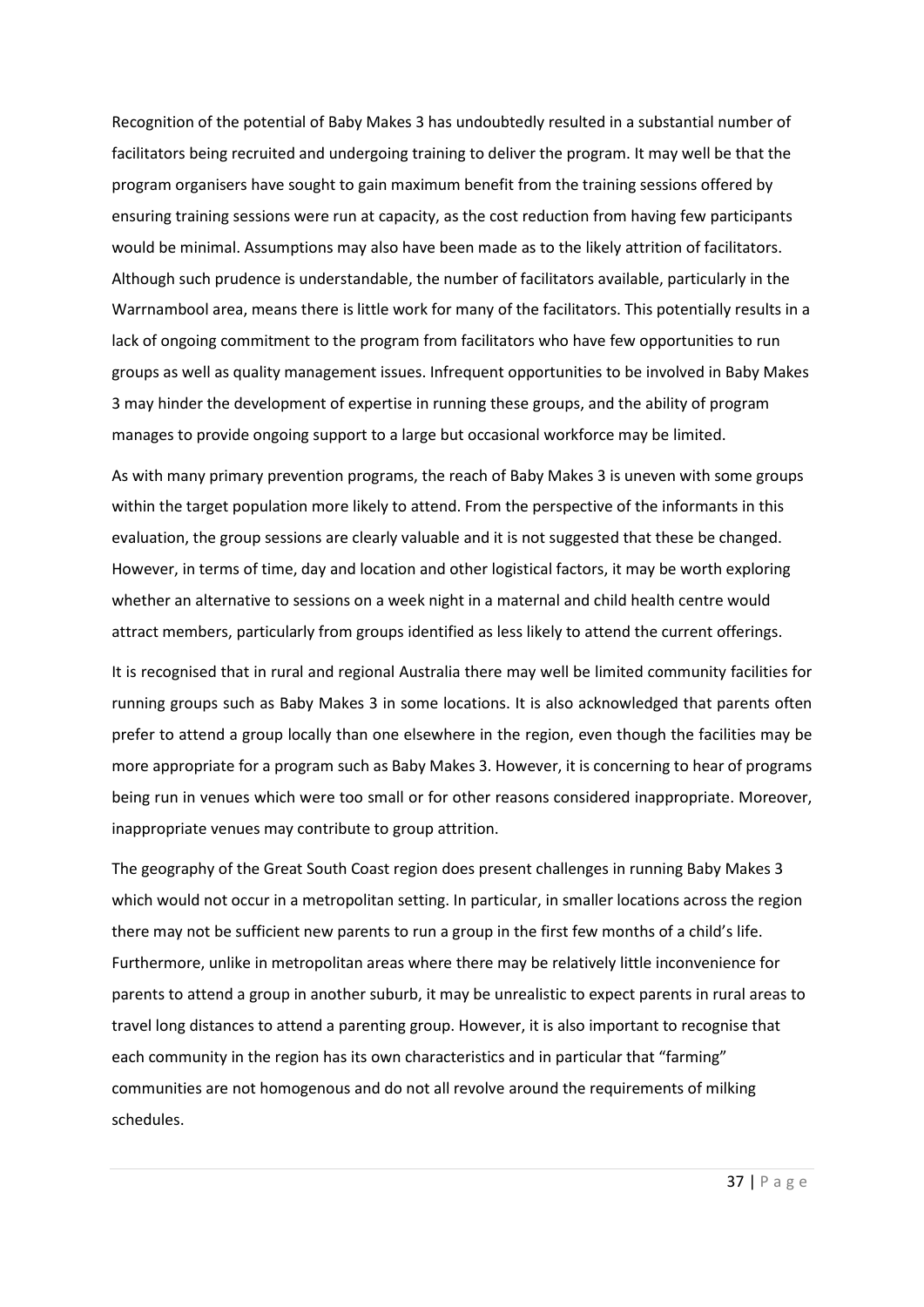Recognition of the potential of Baby Makes 3 has undoubtedly resulted in a substantial number of facilitators being recruited and undergoing training to deliver the program. It may well be that the program organisers have sought to gain maximum benefit from the training sessions offered by ensuring training sessions were run at capacity, as the cost reduction from having few participants would be minimal. Assumptions may also have been made as to the likely attrition of facilitators. Although such prudence is understandable, the number of facilitators available, particularly in the Warrnambool area, means there is little work for many of the facilitators. This potentially results in a lack of ongoing commitment to the program from facilitators who have few opportunities to run groups as well as quality management issues. Infrequent opportunities to be involved in Baby Makes 3 may hinder the development of expertise in running these groups, and the ability of program manages to provide ongoing support to a large but occasional workforce may be limited.

As with many primary prevention programs, the reach of Baby Makes 3 is uneven with some groups within the target population more likely to attend. From the perspective of the informants in this evaluation, the group sessions are clearly valuable and it is not suggested that these be changed. However, in terms of time, day and location and other logistical factors, it may be worth exploring whether an alternative to sessions on a week night in a maternal and child health centre would attract members, particularly from groups identified as less likely to attend the current offerings.

It is recognised that in rural and regional Australia there may well be limited community facilities for running groups such as Baby Makes 3 in some locations. It is also acknowledged that parents often prefer to attend a group locally than one elsewhere in the region, even though the facilities may be more appropriate for a program such as Baby Makes 3. However, it is concerning to hear of programs being run in venues which were too small or for other reasons considered inappropriate. Moreover, inappropriate venues may contribute to group attrition.

The geography of the Great South Coast region does present challenges in running Baby Makes 3 which would not occur in a metropolitan setting. In particular, in smaller locations across the region there may not be sufficient new parents to run a group in the first few months of a child's life. Furthermore, unlike in metropolitan areas where there may be relatively little inconvenience for parents to attend a group in another suburb, it may be unrealistic to expect parents in rural areas to travel long distances to attend a parenting group. However, it is also important to recognise that each community in the region has its own characteristics and in particular that "farming" communities are not homogenous and do not all revolve around the requirements of milking schedules.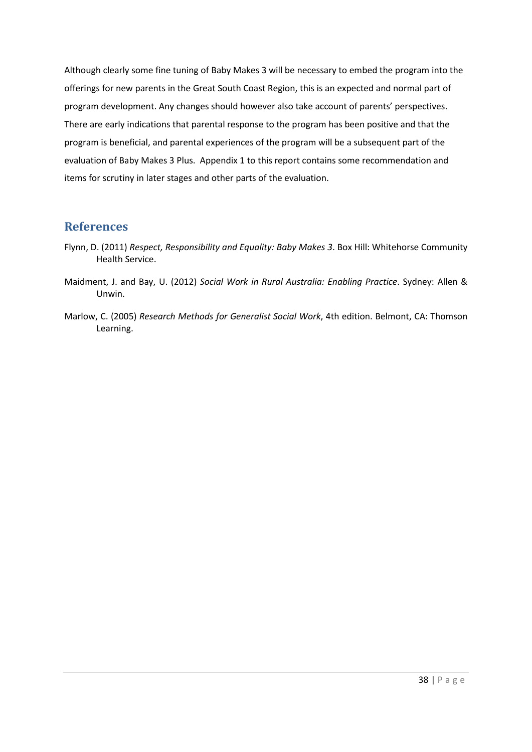Although clearly some fine tuning of Baby Makes 3 will be necessary to embed the program into the offerings for new parents in the Great South Coast Region, this is an expected and normal part of program development. Any changes should however also take account of parents' perspectives. There are early indications that parental response to the program has been positive and that the program is beneficial, and parental experiences of the program will be a subsequent part of the evaluation of Baby Makes 3 Plus. Appendix 1 to this report contains some recommendation and items for scrutiny in later stages and other parts of the evaluation.

## References

Flynn, D. (2011) *Respect, Responsibility and Equality: Baby Makes 3*. Box Hill: Whitehorse Community Health Service.

Maidment, J. and Bay, U. (2012) *Social Work in Rural Australia: Enabling Practice*. Sydney: Allen & Unwin.

Marlow, C. (2005) *Research Methods for Generalist Social Work*, 4th edition. Belmont, CA: Thomson Learning.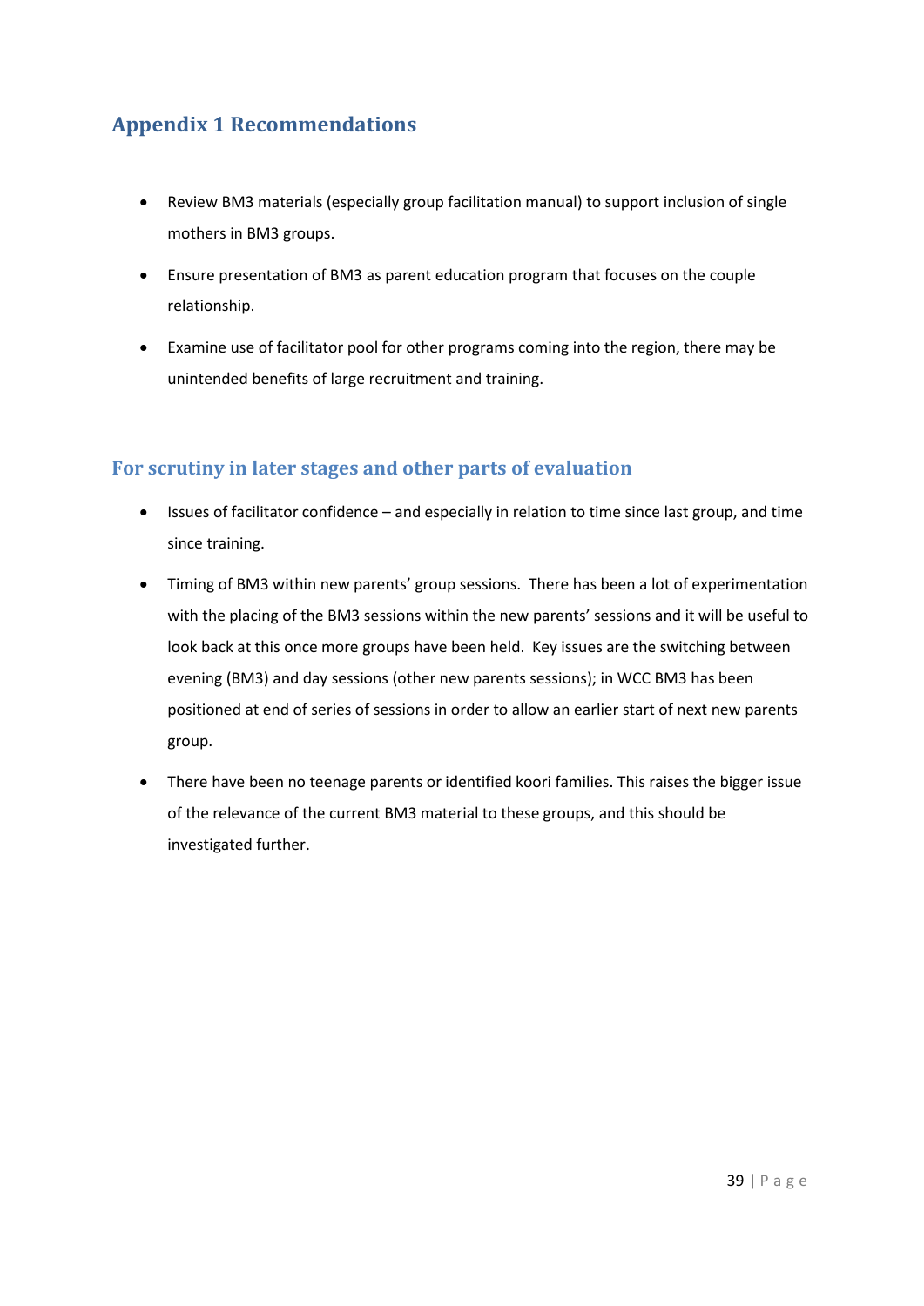## Appendix 1 Recommendations

- Review BM3 materials (especially group facilitation manual) to support inclusion of single mothers in BM3 groups.
- Ensure presentation of BM3 as parent education program that focuses on the couple relationship.
- Examine use of facilitator pool for other programs coming into the region, there may be unintended benefits of large recruitment and training.

### For scrutiny in later stages and other parts of evaluation

- Issues of facilitator confidence – and especially in relation to time since last group, and time since training.
- Timing of BM3 within new parents' group sessions. There has been a lot of experimentation with the placing of the BM3 sessions within the new parents' sessions and it will be useful to look back at this once more groups have been held. Key issues are the switching between evening (BM3) and day sessions (other new parents sessions); in WCC BM3 has been positioned at end of series of sessions in order to allow an earlier start of next new parents group.
- There have been no teenage parents or identified koori families. This raises the bigger issue of the relevance of the current BM3 material to these groups, and this should be investigated further.